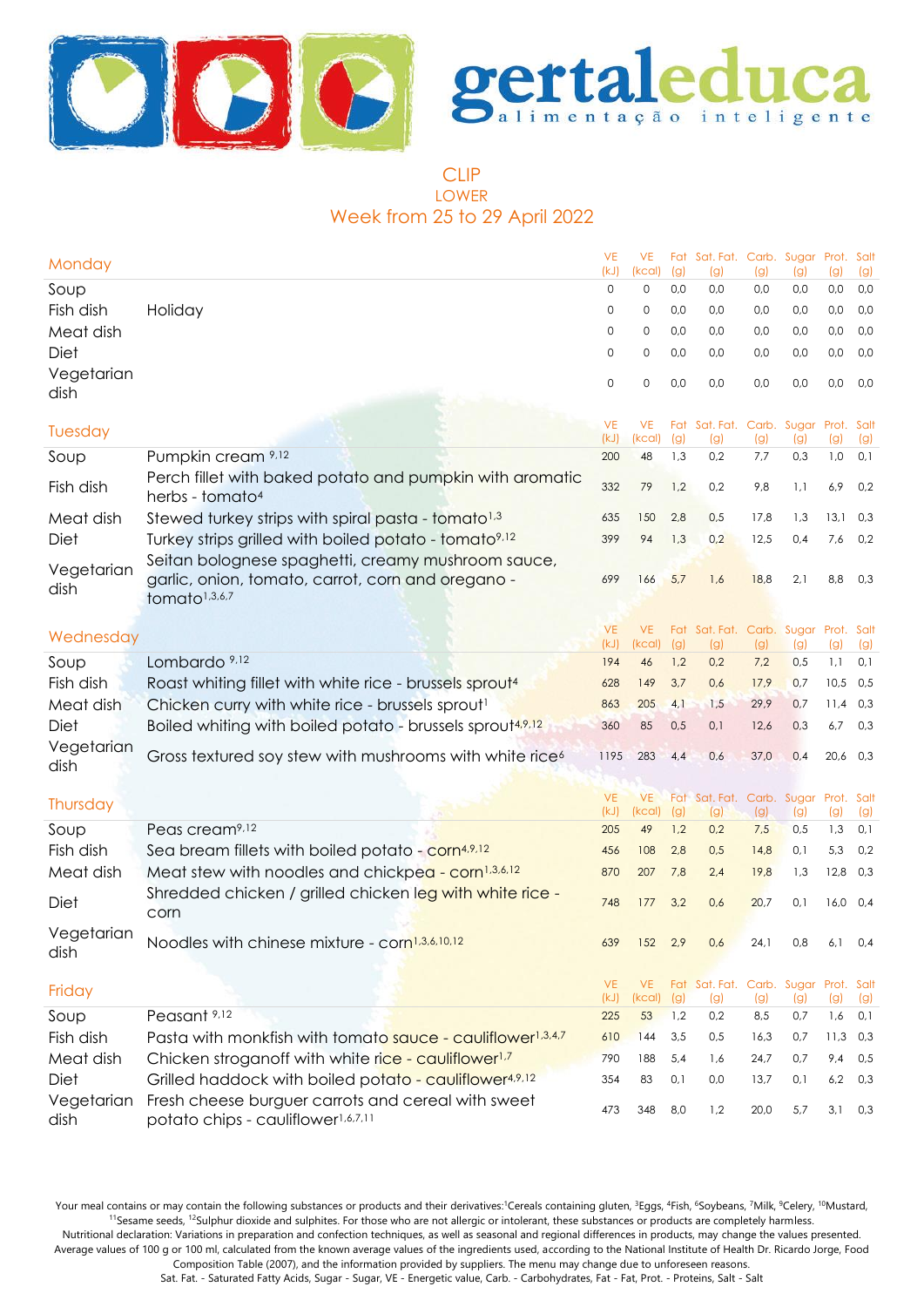gertaleduca
alimentação inteligente

# CLIP
## LOWER
## Week from 25 to 29 April 2022

| Monday | | VE (kJ) | VE (kcal) | Fat (g) | Sat. Fat. (g) | Carb. (g) | Sugar (g) | Prot. (g) | Salt (g) |
|---|---|---|---|---|---|---|---|---|---|
| Soup | | 0 | 0 | 0,0 | 0,0 | 0,0 | 0,0 | 0,0 | 0,0 |
| Fish dish | Holiday | 0 | 0 | 0,0 | 0,0 | 0,0 | 0,0 | 0,0 | 0,0 |
| Meat dish | | 0 | 0 | 0,0 | 0,0 | 0,0 | 0,0 | 0,0 | 0,0 |
| Diet | | 0 | 0 | 0,0 | 0,0 | 0,0 | 0,0 | 0,0 | 0,0 |
| Vegetarian dish | | 0 | 0 | 0,0 | 0,0 | 0,0 | 0,0 | 0,0 | 0,0 |

| Tuesday | | VE (kJ) | VE (kcal) | Fat (g) | Sat. Fat. (g) | Carb. (g) | Sugar (g) | Prot. (g) | Salt (g) |
|---|---|---|---|---|---|---|---|---|---|
| Soup | Pumpkin cream [9,12] | 200 | 48 | 1,3 | 0,2 | 7,7 | 0,3 | 1,0 | 0,1 |
| Fish dish | Perch fillet with baked potato and pumpkin with aromatic herbs - tomato[4] | 332 | 79 | 1,2 | 0,2 | 9,8 | 1,1 | 6,9 | 0,2 |
| Meat dish | Stewed turkey strips with spiral pasta - tomato[1,3] | 635 | 150 | 2,8 | 0,5 | 17,8 | 1,3 | 13,1 | 0,3 |
| Diet | Turkey strips grilled with boiled potato - tomato[9,12] | 399 | 94 | 1,3 | 0,2 | 12,5 | 0,4 | 7,6 | 0,2 |
| Vegetarian dish | Seitan bolognese spaghetti, creamy mushroom sauce, garlic, onion, tomato, carrot, corn and oregano - tomato[1,3,6,7] | 699 | 166 | 5,7 | 1,6 | 18,8 | 2,1 | 8,8 | 0,3 |

| Wednesday | | VE (kJ) | VE (kcal) | Fat (g) | Sat. Fat. (g) | Carb. (g) | Sugar (g) | Prot. (g) | Salt (g) |
|---|---|---|---|---|---|---|---|---|---|
| Soup | Lombardo [9,12] | 194 | 46 | 1,2 | 0,2 | 7,2 | 0,5 | 1,1 | 0,1 |
| Fish dish | Roast whiting fillet with white rice - brussels sprout[4] | 628 | 149 | 3,7 | 0,6 | 17,9 | 0,7 | 10,5 | 0,5 |
| Meat dish | Chicken curry with white rice - brussels sprout[1] | 863 | 205 | 4,1 | 1,5 | 29,9 | 0,7 | 11,4 | 0,3 |
| Diet | Boiled whiting with boiled potato - brussels sprout[4,9,12] | 360 | 85 | 0,5 | 0,1 | 12,6 | 0,3 | 6,7 | 0,3 |
| Vegetarian dish | Gross textured soy stew with mushrooms with white rice[6] | 1195 | 283 | 4,4 | 0,6 | 37,0 | 0,4 | 20,6 | 0,3 |

| Thursday | | VE (kJ) | VE (kcal) | Fat (g) | Sat. Fat. (g) | Carb. (g) | Sugar (g) | Prot. (g) | Salt (g) |
|---|---|---|---|---|---|---|---|---|---|
| Soup | Peas cream[9,12] | 205 | 49 | 1,2 | 0,2 | 7,5 | 0,5 | 1,3 | 0,1 |
| Fish dish | Sea bream fillets with boiled potato - corn[4,9,12] | 456 | 108 | 2,8 | 0,5 | 14,8 | 0,1 | 5,3 | 0,2 |
| Meat dish | Meat stew with noodles and chickpea - corn[1,3,6,12] | 870 | 207 | 7,8 | 2,4 | 19,8 | 1,3 | 12,8 | 0,3 |
| Diet | Shredded chicken / grilled chicken leg with white rice - corn | 748 | 177 | 3,2 | 0,6 | 20,7 | 0,1 | 16,0 | 0,4 |
| Vegetarian dish | Noodles with chinese mixture - corn[1,3,6,10,12] | 639 | 152 | 2,9 | 0,6 | 24,1 | 0,8 | 6,1 | 0,4 |

| Friday | | VE (kJ) | VE (kcal) | Fat (g) | Sat. Fat. (g) | Carb. (g) | Sugar (g) | Prot. (g) | Salt (g) |
|---|---|---|---|---|---|---|---|---|---|
| Soup | Peasant [9,12] | 225 | 53 | 1,2 | 0,2 | 8,5 | 0,7 | 1,6 | 0,1 |
| Fish dish | Pasta with monkfish with tomato sauce - cauliflower[1,3,4,7] | 610 | 144 | 3,5 | 0,5 | 16,3 | 0,7 | 11,3 | 0,3 |
| Meat dish | Chicken stroganoff with white rice - cauliflower[1,7] | 790 | 188 | 5,4 | 1,6 | 24,7 | 0,7 | 9,4 | 0,5 |
| Diet | Grilled haddock with boiled potato - cauliflower[4,9,12] | 354 | 83 | 0,1 | 0,0 | 13,7 | 0,1 | 6,2 | 0,3 |
| Vegetarian dish | Fresh cheese burguer carrots and cereal with sweet potato chips - cauliflower[1,6,7,11] | 473 | 348 | 8,0 | 1,2 | 20,0 | 5,7 | 3,1 | 0,3 |

Your meal contains or may contain the following substances or products and their derivatives:[1]Cereals containing gluten, [3]Eggs, [4]Fish, [6]Soybeans, [7]Milk, [9]Celery, [10]Mustard, [11]Sesame seeds, [12]Sulphur dioxide and sulphites. For those who are not allergic or intolerant, these substances or products are completely harmless.
Nutritional declaration: Variations in preparation and confection techniques, as well as seasonal and regional differences in products, may change the values presented. Average values of 100 g or 100 ml, calculated from the known average values of the ingredients used, according to the National Institute of Health Dr. Ricardo Jorge, Food Composition Table (2007), and the information provided by suppliers. The menu may change due to unforeseen reasons.
Sat. Fat. - Saturated Fatty Acids, Sugar - Sugar, VE - Energetic value, Carb. - Carbohydrates, Fat - Fat, Prot. - Proteins, Salt - Salt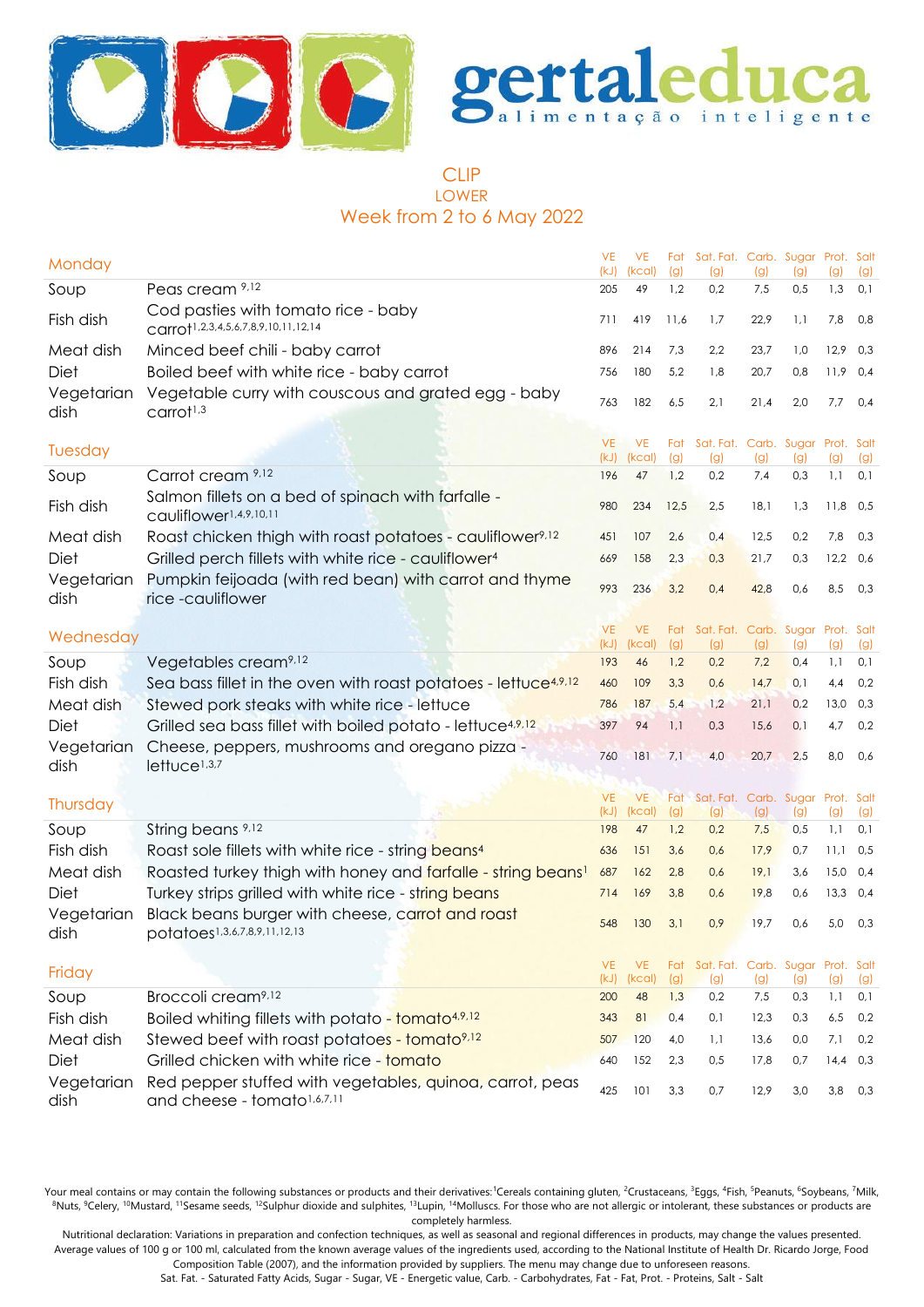gertaleduca
alimentação inteligente

# CLIP
## LOWER
## Week from 2 to 6 May 2022

| Monday | | VE (kJ) | VE (kcal) | Fat (g) | Sat. Fat. (g) | Carb. (g) | Sugar (g) | Prot. (g) | Salt (g) |
|---|---|---|---|---|---|---|---|---|---|
| Soup | Peas cream [9,12] | 205 | 49 | 1,2 | 0,2 | 7,5 | 0,5 | 1,3 | 0,1 |
| Fish dish | Cod pasties with tomato rice - baby carrot[1,2,3,4,5,6,7,8,9,10,11,12,14] | 711 | 419 | 11,6 | 1,7 | 22,9 | 1,1 | 7,8 | 0,8 |
| Meat dish | Minced beef chili - baby carrot | 896 | 214 | 7,3 | 2,2 | 23,7 | 1,0 | 12,9 | 0,3 |
| Diet | Boiled beef with white rice - baby carrot | 756 | 180 | 5,2 | 1,8 | 20,7 | 0,8 | 11,9 | 0,4 |
| Vegetarian dish | Vegetable curry with couscous and grated egg - baby carrot[1,3] | 763 | 182 | 6,5 | 2,1 | 21,4 | 2,0 | 7,7 | 0,4 |

| Tuesday | | VE (kJ) | VE (kcal) | Fat (g) | Sat. Fat. (g) | Carb. (g) | Sugar (g) | Prot. (g) | Salt (g) |
|---|---|---|---|---|---|---|---|---|---|
| Soup | Carrot cream [9,12] | 196 | 47 | 1,2 | 0,2 | 7,4 | 0,3 | 1,1 | 0,1 |
| Fish dish | Salmon fillets on a bed of spinach with farfalle - cauliflower[1,4,9,10,11] | 980 | 234 | 12,5 | 2,5 | 18,1 | 1,3 | 11,8 | 0,5 |
| Meat dish | Roast chicken thigh with roast potatoes - cauliflower[9,12] | 451 | 107 | 2,6 | 0,4 | 12,5 | 0,2 | 7,8 | 0,3 |
| Diet | Grilled perch fillets with white rice - cauliflower[4] | 669 | 158 | 2,3 | 0,3 | 21,7 | 0,3 | 12,2 | 0,6 |
| Vegetarian dish | Pumpkin feijoada (with red bean) with carrot and thyme rice -cauliflower | 993 | 236 | 3,2 | 0,4 | 42,8 | 0,6 | 8,5 | 0,3 |

| Wednesday | | VE (kJ) | VE (kcal) | Fat (g) | Sat. Fat. (g) | Carb. (g) | Sugar (g) | Prot. (g) | Salt (g) |
|---|---|---|---|---|---|---|---|---|---|
| Soup | Vegetables cream[9,12] | 193 | 46 | 1,2 | 0,2 | 7,2 | 0,4 | 1,1 | 0,1 |
| Fish dish | Sea bass fillet in the oven with roast potatoes - lettuce[4,9,12] | 460 | 109 | 3,3 | 0,6 | 14,7 | 0,1 | 4,4 | 0,2 |
| Meat dish | Stewed pork steaks with white rice - lettuce | 786 | 187 | 5,4 | 1,2 | 21,1 | 0,2 | 13,0 | 0,3 |
| Diet | Grilled sea bass fillet with boiled potato - lettuce[4,9,12] | 397 | 94 | 1,1 | 0,3 | 15,6 | 0,1 | 4,7 | 0,2 |
| Vegetarian dish | Cheese, peppers, mushrooms and oregano pizza - lettuce[1,3,7] | 760 | 181 | 7,1 | 4,0 | 20,7 | 2,5 | 8,0 | 0,6 |

| Thursday | | VE (kJ) | VE (kcal) | Fat (g) | Sat. Fat. (g) | Carb. (g) | Sugar (g) | Prot. (g) | Salt (g) |
|---|---|---|---|---|---|---|---|---|---|
| Soup | String beans [9,12] | 198 | 47 | 1,2 | 0,2 | 7,5 | 0,5 | 1,1 | 0,1 |
| Fish dish | Roast sole fillets with white rice - string beans[4] | 636 | 151 | 3,6 | 0,6 | 17,9 | 0,7 | 11,1 | 0,5 |
| Meat dish | Roasted turkey thigh with honey and farfalle - string beans[1] | 687 | 162 | 2,8 | 0,6 | 19,1 | 3,6 | 15,0 | 0,4 |
| Diet | Turkey strips grilled with white rice - string beans | 714 | 169 | 3,8 | 0,6 | 19,8 | 0,6 | 13,3 | 0,4 |
| Vegetarian dish | Black beans burger with cheese, carrot and roast potatoes[1,3,6,7,8,9,11,12,13] | 548 | 130 | 3,1 | 0,9 | 19,7 | 0,6 | 5,0 | 0,3 |

| Friday | | VE (kJ) | VE (kcal) | Fat (g) | Sat. Fat. (g) | Carb. (g) | Sugar (g) | Prot. (g) | Salt (g) |
|---|---|---|---|---|---|---|---|---|---|
| Soup | Broccoli cream[9,12] | 200 | 48 | 1,3 | 0,2 | 7,5 | 0,3 | 1,1 | 0,1 |
| Fish dish | Boiled whiting fillets with potato - tomato[4,9,12] | 343 | 81 | 0,4 | 0,1 | 12,3 | 0,3 | 6,5 | 0,2 |
| Meat dish | Stewed beef with roast potatoes - tomato[9,12] | 507 | 120 | 4,0 | 1,1 | 13,6 | 0,0 | 7,1 | 0,2 |
| Diet | Grilled chicken with white rice - tomato | 640 | 152 | 2,3 | 0,5 | 17,8 | 0,7 | 14,4 | 0,3 |
| Vegetarian dish | Red pepper stuffed with vegetables, quinoa, carrot, peas and cheese - tomato[1,6,7,11] | 425 | 101 | 3,3 | 0,7 | 12,9 | 3,0 | 3,8 | 0,3 |

Your meal contains or may contain the following substances or products and their derivatives:[1]Cereals containing gluten, [2]Crustaceans, [3]Eggs, [4]Fish, [5]Peanuts, [6]Soybeans, [7]Milk, [8]Nuts, [9]Celery, [10]Mustard, [11]Sesame seeds, [12]Sulphur dioxide and sulphites, [13]Lupin, [14]Molluscs. For those who are not allergic or intolerant, these substances or products are completely harmless.

Nutritional declaration: Variations in preparation and confection techniques, as well as seasonal and regional differences in products, may change the values presented. Average values of 100 g or 100 ml, calculated from the known average values of the ingredients used, according to the National Institute of Health Dr. Ricardo Jorge, Food Composition Table (2007), and the information provided by suppliers. The menu may change due to unforeseen reasons.

Sat. Fat. - Saturated Fatty Acids, Sugar - Sugar, VE - Energetic value, Carb. - Carbohydrates, Fat - Fat, Prot. - Proteins, Salt - Salt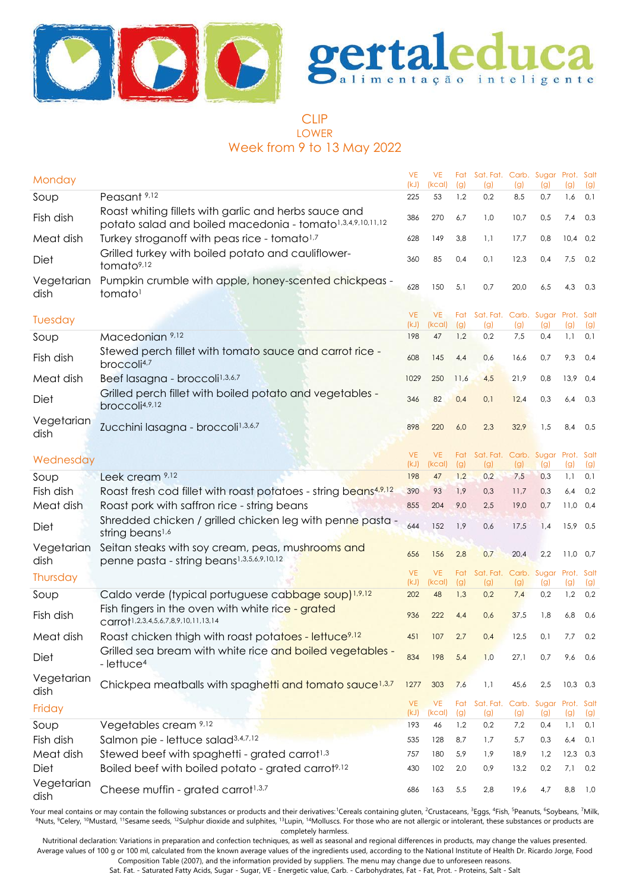# gertaleduca

alimentação inteligente

## CLIP
### LOWER
### Week from 9 to 13 May 2022

| Monday | | VE (kJ) | VE (kcal) | Fat (g) | Sat. Fat. (g) | Carb. (g) | Sugar (g) | Prot. (g) | Salt (g) |
|---|---|---|---|---|---|---|---|---|---|
| Soup | Peasant [9,12] | 225 | 53 | 1,2 | 0,2 | 8,5 | 0,7 | 1,6 | 0,1 |
| Fish dish | Roast whiting fillets with garlic and herbs sauce and potato salad and boiled macedonia - tomato[1,3,4,9,10,11,12] | 386 | 270 | 6,7 | 1,0 | 10,7 | 0,5 | 7,4 | 0,3 |
| Meat dish | Turkey stroganoff with peas rice - tomato[1,7] | 628 | 149 | 3,8 | 1,1 | 17,7 | 0,8 | 10,4 | 0,2 |
| Diet | Grilled turkey with boiled potato and cauliflower- tomato[9,12] | 360 | 85 | 0,4 | 0,1 | 12,3 | 0,4 | 7,5 | 0,2 |
| Vegetarian dish | Pumpkin crumble with apple, honey-scented chickpeas - tomato[1] | 628 | 150 | 5,1 | 0,7 | 20,0 | 6,5 | 4,3 | 0,3 |

| Tuesday | | VE (kJ) | VE (kcal) | Fat (g) | Sat. Fat. (g) | Carb. (g) | Sugar (g) | Prot. (g) | Salt (g) |
|---|---|---|---|---|---|---|---|---|---|
| Soup | Macedonian [9,12] | 198 | 47 | 1,2 | 0,2 | 7,5 | 0,4 | 1,1 | 0,1 |
| Fish dish | Stewed perch fillet with tomato sauce and carrot rice - broccoli[4,7] | 608 | 145 | 4,4 | 0,6 | 16,6 | 0,7 | 9,3 | 0,4 |
| Meat dish | Beef lasagna - broccoli[1,3,6,7] | 1029 | 250 | 11,6 | 4,5 | 21,9 | 0,8 | 13,9 | 0,4 |
| Diet | Grilled perch fillet with boiled potato and vegetables - broccoli[4,9,12] | 346 | 82 | 0,4 | 0,1 | 12,4 | 0,3 | 6,4 | 0,3 |
| Vegetarian dish | Zucchini lasagna - broccoli[1,3,6,7] | 898 | 220 | 6,0 | 2,3 | 32,9 | 1,5 | 8,4 | 0,5 |

| Wednesday | | VE (kJ) | VE (kcal) | Fat (g) | Sat. Fat. (g) | Carb. (g) | Sugar (g) | Prot. (g) | Salt (g) |
|---|---|---|---|---|---|---|---|---|---|
| Soup | Leek cream [9,12] | 198 | 47 | 1,2 | 0,2 | 7,5 | 0,3 | 1,1 | 0,1 |
| Fish dish | Roast fresh cod fillet with roast potatoes - string beans[4,9,12] | 390 | 93 | 1,9 | 0,3 | 11,7 | 0,3 | 6,4 | 0,2 |
| Meat dish | Roast pork with saffron rice - string beans | 855 | 204 | 9,0 | 2,5 | 19,0 | 0,7 | 11,0 | 0,4 |
| Diet | Shredded chicken / grilled chicken leg with penne pasta - string beans[1,6] | 644 | 152 | 1,9 | 0,6 | 17,5 | 1,4 | 15,9 | 0,5 |
| Vegetarian dish | Seitan steaks with soy cream, peas, mushrooms and penne pasta - string beans[1,3,5,6,9,10,12] | 656 | 156 | 2,8 | 0,7 | 20,4 | 2,2 | 11,0 | 0,7 |

| Thursday | | VE (kJ) | VE (kcal) | Fat (g) | Sat. Fat. (g) | Carb. (g) | Sugar (g) | Prot. (g) | Salt (g) |
|---|---|---|---|---|---|---|---|---|---|
| Soup | Caldo verde (typical portuguese cabbage soup)[1,9,12] | 202 | 48 | 1,3 | 0,2 | 7,4 | 0,2 | 1,2 | 0,2 |
| Fish dish | Fish fingers in the oven with white rice - grated carrot[1,2,3,4,5,6,7,8,9,10,11,13,14] | 936 | 222 | 4,4 | 0,6 | 37,5 | 1,8 | 6,8 | 0,6 |
| Meat dish | Roast chicken thigh with roast potatoes - lettuce[9,12] | 451 | 107 | 2,7 | 0,4 | 12,5 | 0,1 | 7,7 | 0,2 |
| Diet | Grilled sea bream with white rice and boiled vegetables - - lettuce[4] | 834 | 198 | 5,4 | 1,0 | 27,1 | 0,7 | 9,6 | 0,6 |
| Vegetarian dish | Chickpea meatballs with spaghetti and tomato sauce[1,3,7] | 1277 | 303 | 7,6 | 1,1 | 45,6 | 2,5 | 10,3 | 0,3 |

| Friday | | VE (kJ) | VE (kcal) | Fat (g) | Sat. Fat. (g) | Carb. (g) | Sugar (g) | Prot. (g) | Salt (g) |
|---|---|---|---|---|---|---|---|---|---|
| Soup | Vegetables cream [9,12] | 193 | 46 | 1,2 | 0,2 | 7,2 | 0,4 | 1,1 | 0,1 |
| Fish dish | Salmon pie - lettuce salad[3,4,7,12] | 535 | 128 | 8,7 | 1,7 | 5,7 | 0,3 | 6,4 | 0,1 |
| Meat dish | Stewed beef with spaghetti - grated carrot[1,3] | 757 | 180 | 5,9 | 1,9 | 18,9 | 1,2 | 12,3 | 0,3 |
| Diet | Boiled beef with boiled potato - grated carrot[9,12] | 430 | 102 | 2,0 | 0,9 | 13,2 | 0,2 | 7,1 | 0,2 |
| Vegetarian dish | Cheese muffin - grated carrot[1,3,7] | 686 | 163 | 5,5 | 2,8 | 19,6 | 4,7 | 8,8 | 1,0 |

Your meal contains or may contain the following substances or products and their derivatives:[1]Cereals containing gluten, [2]Crustaceans, [3]Eggs, [4]Fish, [5]Peanuts, [6]Soybeans, [7]Milk, [8]Nuts, [9]Celery, [10]Mustard, [11]Sesame seeds, [12]Sulphur dioxide and sulphites, [13]Lupin, [14]Molluscs. For those who are not allergic or intolerant, these substances or products are completely harmless.

Nutritional declaration: Variations in preparation and confection techniques, as well as seasonal and regional differences in products, may change the values presented. Average values of 100 g or 100 ml, calculated from the known average values of the ingredients used, according to the National Institute of Health Dr. Ricardo Jorge, Food Composition Table (2007), and the information provided by suppliers. The menu may change due to unforeseen reasons.

Sat. Fat. - Saturated Fatty Acids, Sugar - Sugar, VE - Energetic value, Carb. - Carbohydrates, Fat - Fat, Prot. - Proteins, Salt - Salt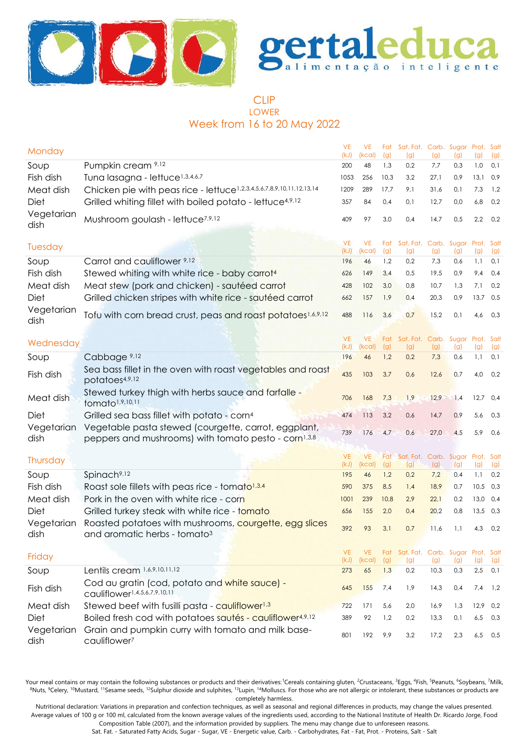# gertaleduca

alimentação inteligente

## CLIP
### LOWER
### Week from 16 to 20 May 2022

| Monday | | VE (kJ) | VE (kcal) | Fat (g) | Sat. Fat. (g) | Carb. (g) | Sugar (g) | Prot. (g) | Salt (g) |
|---|---|---|---|---|---|---|---|---|---|
| Soup | Pumpkin cream [9,12] | 200 | 48 | 1,3 | 0,2 | 7,7 | 0,3 | 1,0 | 0,1 |
| Fish dish | Tuna lasagna - lettuce[1,3,4,6,7] | 1053 | 256 | 10,3 | 3,2 | 27,1 | 0,9 | 13,1 | 0,9 |
| Meat dish | Chicken pie with peas rice - lettuce[1,2,3,4,5,6,7,8,9,10,11,12,13,14] | 1209 | 289 | 17,7 | 9,1 | 31,6 | 0,1 | 7,3 | 1,2 |
| Diet | Grilled whiting fillet with boiled potato - lettuce[4,9,12] | 357 | 84 | 0,4 | 0,1 | 12,7 | 0,0 | 6,8 | 0,2 |
| Vegetarian dish | Mushroom goulash - lettuce[7,9,12] | 409 | 97 | 3,0 | 0,4 | 14,7 | 0,5 | 2,2 | 0,2 |

| Tuesday | | VE (kJ) | VE (kcal) | Fat (g) | Sat. Fat. (g) | Carb. (g) | Sugar (g) | Prot. (g) | Salt (g) |
|---|---|---|---|---|---|---|---|---|---|
| Soup | Carrot and cauliflower [9,12] | 196 | 46 | 1,2 | 0,2 | 7,3 | 0,6 | 1,1 | 0,1 |
| Fish dish | Stewed whiting with white rice - baby carrot[4] | 626 | 149 | 3,4 | 0,5 | 19,5 | 0,9 | 9,4 | 0,4 |
| Meat dish | Meat stew (pork and chicken) - sautéed carrot | 428 | 102 | 3,0 | 0,8 | 10,7 | 1,3 | 7,1 | 0,2 |
| Diet | Grilled chicken stripes with white rice - sautéed carrot | 662 | 157 | 1,9 | 0,4 | 20,3 | 0,9 | 13,7 | 0,5 |
| Vegetarian dish | Tofu with corn bread crust, peas and roast potatoes[1,6,9,12] | 488 | 116 | 3,6 | 0,7 | 15,2 | 0,1 | 4,6 | 0,3 |

| Wednesday | | VE (kJ) | VE (kcal) | Fat (g) | Sat. Fat. (g) | Carb. (g) | Sugar (g) | Prot. (g) | Salt (g) |
|---|---|---|---|---|---|---|---|---|---|
| Soup | Cabbage [9,12] | 196 | 46 | 1,2 | 0,2 | 7,3 | 0,6 | 1,1 | 0,1 |
| Fish dish | Sea bass fillet in the oven with roast vegetables and roast potatoes[4,9,12] | 435 | 103 | 3,7 | 0,6 | 12,6 | 0,7 | 4,0 | 0,2 |
| Meat dish | Stewed turkey thigh with herbs sauce and farfalle - tomato[1,9,10,11] | 706 | 168 | 7,3 | 1,9 | 12,9 | 1,4 | 12,7 | 0,4 |
| Diet | Grilled sea bass fillet with potato - corn[4] | 474 | 113 | 3,2 | 0,6 | 14,7 | 0,9 | 5,6 | 0,3 |
| Vegetarian dish | Vegetable pasta stewed (courgette, carrot, eggplant, peppers and mushrooms) with tomato pesto - corn[1,3,8] | 739 | 176 | 4,7 | 0,6 | 27,0 | 4,5 | 5,9 | 0,6 |

| Thursday | | VE (kJ) | VE (kcal) | Fat (g) | Sat. Fat. (g) | Carb. (g) | Sugar (g) | Prot. (g) | Salt (g) |
|---|---|---|---|---|---|---|---|---|---|
| Soup | Spinach[9,12] | 195 | 46 | 1,2 | 0,2 | 7,2 | 0,4 | 1,1 | 0,2 |
| Fish dish | Roast sole fillets with peas rice - tomato[1,3,4] | 590 | 375 | 8,5 | 1,4 | 18,9 | 0,7 | 10,5 | 0,3 |
| Meat dish | Pork in the oven with white rice - corn | 1001 | 239 | 10,8 | 2,9 | 22,1 | 0,2 | 13,0 | 0,4 |
| Diet | Grilled turkey steak with white rice - tomato | 656 | 155 | 2,0 | 0,4 | 20,2 | 0,8 | 13,5 | 0,3 |
| Vegetarian dish | Roasted potatoes with mushrooms, courgette, egg slices and aromatic herbs - tomato[3] | 392 | 93 | 3,1 | 0,7 | 11,6 | 1,1 | 4,3 | 0,2 |

| Friday | | VE (kJ) | VE (kcal) | Fat (g) | Sat. Fat. (g) | Carb. (g) | Sugar (g) | Prot. (g) | Salt (g) |
|---|---|---|---|---|---|---|---|---|---|
| Soup | Lentils cream [1,6,9,10,11,12] | 273 | 65 | 1,3 | 0,2 | 10,3 | 0,3 | 2,5 | 0,1 |
| Fish dish | Cod au gratin (cod, potato and white sauce) - cauliflower[1,4,5,6,7,9,10,11] | 645 | 155 | 7,4 | 1,9 | 14,3 | 0,4 | 7,4 | 1,2 |
| Meat dish | Stewed beef with fusilli pasta - cauliflower[1,3] | 722 | 171 | 5,6 | 2,0 | 16,9 | 1,3 | 12,9 | 0,2 |
| Diet | Boiled fresh cod with potatoes sautés - cauliflower[4,9,12] | 389 | 92 | 1,2 | 0,2 | 13,3 | 0,1 | 6,5 | 0,3 |
| Vegetarian dish | Grain and pumpkin curry with tomato and milk base-cauliflower[7] | 801 | 192 | 9,9 | 3,2 | 17,2 | 2,3 | 6,5 | 0,5 |

Your meal contains or may contain the following substances or products and their derivatives:[1]Cereals containing gluten, [2]Crustaceans, [3]Eggs, [4]Fish, [5]Peanuts, [6]Soybeans, [7]Milk, [8]Nuts, [9]Celery, [10]Mustard, [11]Sesame seeds, [12]Sulphur dioxide and sulphites, [13]Lupin, [14]Molluscs. For those who are not allergic or intolerant, these substances or products are completely harmless.

Nutritional declaration: Variations in preparation and confection techniques, as well as seasonal and regional differences in products, may change the values presented. Average values of 100 g or 100 ml, calculated from the known average values of the ingredients used, according to the National Institute of Health Dr. Ricardo Jorge, Food Composition Table (2007), and the information provided by suppliers. The menu may change due to unforeseen reasons.

Sat. Fat. - Saturated Fatty Acids, Sugar - Sugar, VE - Energetic value, Carb. - Carbohydrates, Fat - Fat, Prot. - Proteins, Salt - Salt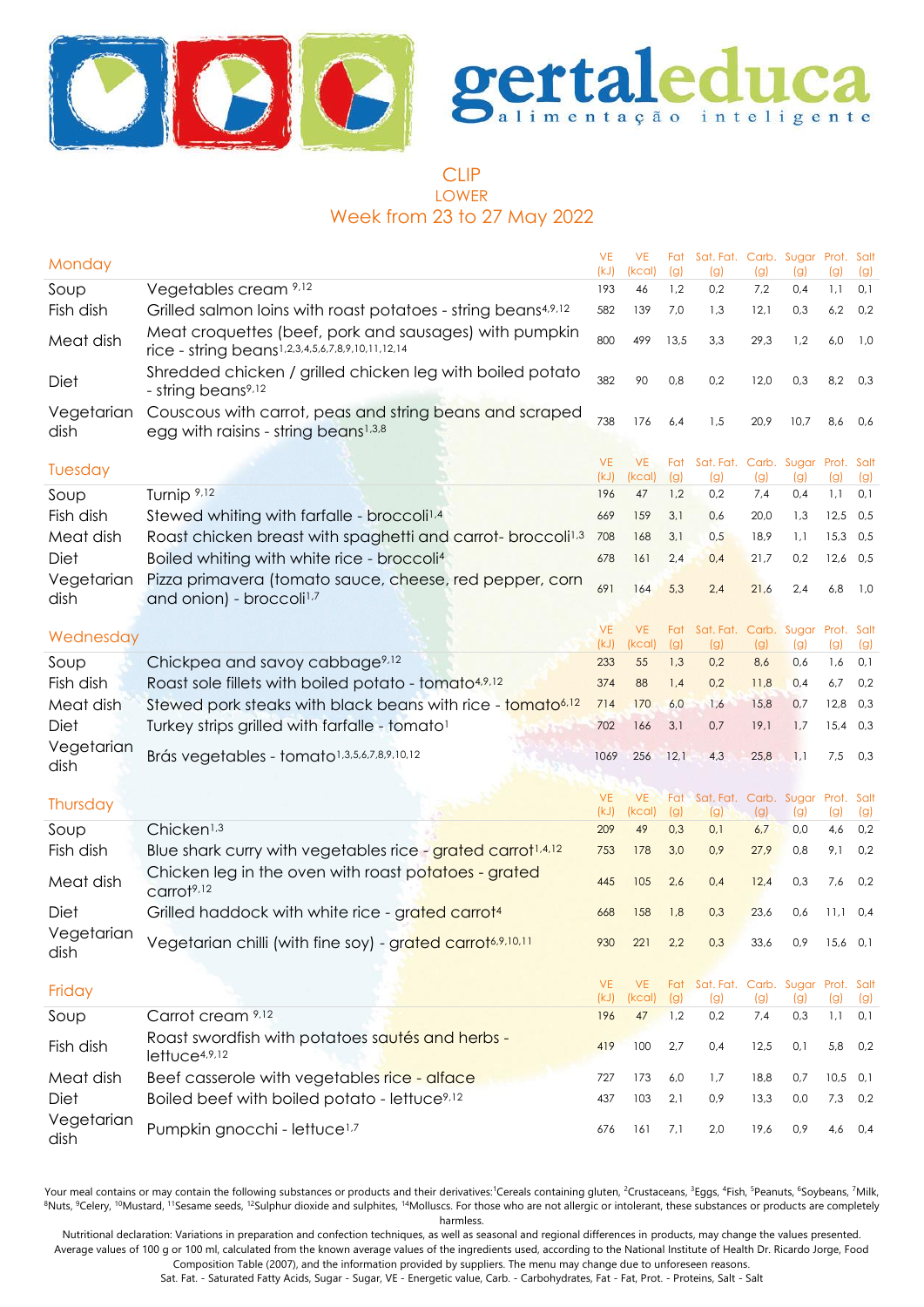# gertaleduca

alimentação inteligente

## CLIP
### LOWER
### Week from 23 to 27 May 2022

| Monday | | VE (kJ) | VE (kcal) | Fat (g) | Sat. Fat. (g) | Carb. (g) | Sugar (g) | Prot. (g) | Salt (g) |
|---|---|---|---|---|---|---|---|---|---|
| Soup | Vegetables cream [9,12] | 193 | 46 | 1,2 | 0,2 | 7,2 | 0,4 | 1,1 | 0,1 |
| Fish dish | Grilled salmon loins with roast potatoes - string beans[4,9,12] | 582 | 139 | 7,0 | 1,3 | 12,1 | 0,3 | 6,2 | 0,2 |
| Meat dish | Meat croquettes (beef, pork and sausages) with pumpkin rice - string beans[1,2,3,4,5,6,7,8,9,10,11,12,14] | 800 | 499 | 13,5 | 3,3 | 29,3 | 1,2 | 6,0 | 1,0 |
| Diet | Shredded chicken / grilled chicken leg with boiled potato - string beans[9,12] | 382 | 90 | 0,8 | 0,2 | 12,0 | 0,3 | 8,2 | 0,3 |
| Vegetarian dish | Couscous with carrot, peas and string beans and scraped egg with raisins - string beans[1,3,8] | 738 | 176 | 6,4 | 1,5 | 20,9 | 10,7 | 8,6 | 0,6 |

| Tuesday | | VE (kJ) | VE (kcal) | Fat (g) | Sat. Fat. (g) | Carb. (g) | Sugar (g) | Prot. (g) | Salt (g) |
|---|---|---|---|---|---|---|---|---|---|
| Soup | Turnip [9,12] | 196 | 47 | 1,2 | 0,2 | 7,4 | 0,4 | 1,1 | 0,1 |
| Fish dish | Stewed whiting with farfalle - broccoli[1,4] | 669 | 159 | 3,1 | 0,6 | 20,0 | 1,3 | 12,5 | 0,5 |
| Meat dish | Roast chicken breast with spaghetti and carrot- broccoli[1,3] | 708 | 168 | 3,1 | 0,5 | 18,9 | 1,1 | 15,3 | 0,5 |
| Diet | Boiled whiting with white rice - broccoli[4] | 678 | 161 | 2,4 | 0,4 | 21,7 | 0,2 | 12,6 | 0,5 |
| Vegetarian dish | Pizza primavera (tomato sauce, cheese, red pepper, corn and onion) - broccoli[1,7] | 691 | 164 | 5,3 | 2,4 | 21,6 | 2,4 | 6,8 | 1,0 |

| Wednesday | | VE (kJ) | VE (kcal) | Fat (g) | Sat. Fat. (g) | Carb. (g) | Sugar (g) | Prot. (g) | Salt (g) |
|---|---|---|---|---|---|---|---|---|---|
| Soup | Chickpea and savoy cabbage[9,12] | 233 | 55 | 1,3 | 0,2 | 8,6 | 0,6 | 1,6 | 0,1 |
| Fish dish | Roast sole fillets with boiled potato - tomato[4,9,12] | 374 | 88 | 1,4 | 0,2 | 11,8 | 0,4 | 6,7 | 0,2 |
| Meat dish | Stewed pork steaks with black beans with rice - tomato[6,12] | 714 | 170 | 6,0 | 1,6 | 15,8 | 0,7 | 12,8 | 0,3 |
| Diet | Turkey strips grilled with farfalle - tomato[1] | 702 | 166 | 3,1 | 0,7 | 19,1 | 1,7 | 15,4 | 0,3 |
| Vegetarian dish | Brás vegetables - tomato[1,3,5,6,7,8,9,10,12] | 1069 | 256 | 12,1 | 4,3 | 25,8 | 1,1 | 7,5 | 0,3 |

| Thursday | | VE (kJ) | VE (kcal) | Fat (g) | Sat. Fat. (g) | Carb. (g) | Sugar (g) | Prot. (g) | Salt (g) |
|---|---|---|---|---|---|---|---|---|---|
| Soup | Chicken[1,3] | 209 | 49 | 0,3 | 0,1 | 6,7 | 0,0 | 4,6 | 0,2 |
| Fish dish | Blue shark curry with vegetables rice - grated carrot[1,4,12] | 753 | 178 | 3,0 | 0,9 | 27,9 | 0,8 | 9,1 | 0,2 |
| Meat dish | Chicken leg in the oven with roast potatoes - grated carrot[9,12] | 445 | 105 | 2,6 | 0,4 | 12,4 | 0,3 | 7,6 | 0,2 |
| Diet | Grilled haddock with white rice - grated carrot[4] | 668 | 158 | 1,8 | 0,3 | 23,6 | 0,6 | 11,1 | 0,4 |
| Vegetarian dish | Vegetarian chilli (with fine soy) - grated carrot[6,9,10,11] | 930 | 221 | 2,2 | 0,3 | 33,6 | 0,9 | 15,6 | 0,1 |

| Friday | | VE (kJ) | VE (kcal) | Fat (g) | Sat. Fat. (g) | Carb. (g) | Sugar (g) | Prot. (g) | Salt (g) |
|---|---|---|---|---|---|---|---|---|---|
| Soup | Carrot cream [9,12] | 196 | 47 | 1,2 | 0,2 | 7,4 | 0,3 | 1,1 | 0,1 |
| Fish dish | Roast swordfish with potatoes sautés and herbs - lettuce[4,9,12] | 419 | 100 | 2,7 | 0,4 | 12,5 | 0,1 | 5,8 | 0,2 |
| Meat dish | Beef casserole with vegetables rice - alface | 727 | 173 | 6,0 | 1,7 | 18,8 | 0,7 | 10,5 | 0,1 |
| Diet | Boiled beef with boiled potato - lettuce[9,12] | 437 | 103 | 2,1 | 0,9 | 13,3 | 0,0 | 7,3 | 0,2 |
| Vegetarian dish | Pumpkin gnocchi - lettuce[1,7] | 676 | 161 | 7,1 | 2,0 | 19,6 | 0,9 | 4,6 | 0,4 |

Your meal contains or may contain the following substances or products and their derivatives:[1]Cereals containing gluten, [2]Crustaceans, [3]Eggs, [4]Fish, [5]Peanuts, [6]Soybeans, [7]Milk, [8]Nuts, [9]Celery, [10]Mustard, [11]Sesame seeds, [12]Sulphur dioxide and sulphites, [14]Molluscs. For those who are not allergic or intolerant, these substances or products are completely harmless.

Nutritional declaration: Variations in preparation and confection techniques, as well as seasonal and regional differences in products, may change the values presented. Average values of 100 g or 100 ml, calculated from the known average values of the ingredients used, according to the National Institute of Health Dr. Ricardo Jorge, Food Composition Table (2007), and the information provided by suppliers. The menu may change due to unforeseen reasons.

Sat. Fat. - Saturated Fatty Acids, Sugar - Sugar, VE - Energetic value, Carb. - Carbohydrates, Fat - Fat, Prot. - Proteins, Salt - Salt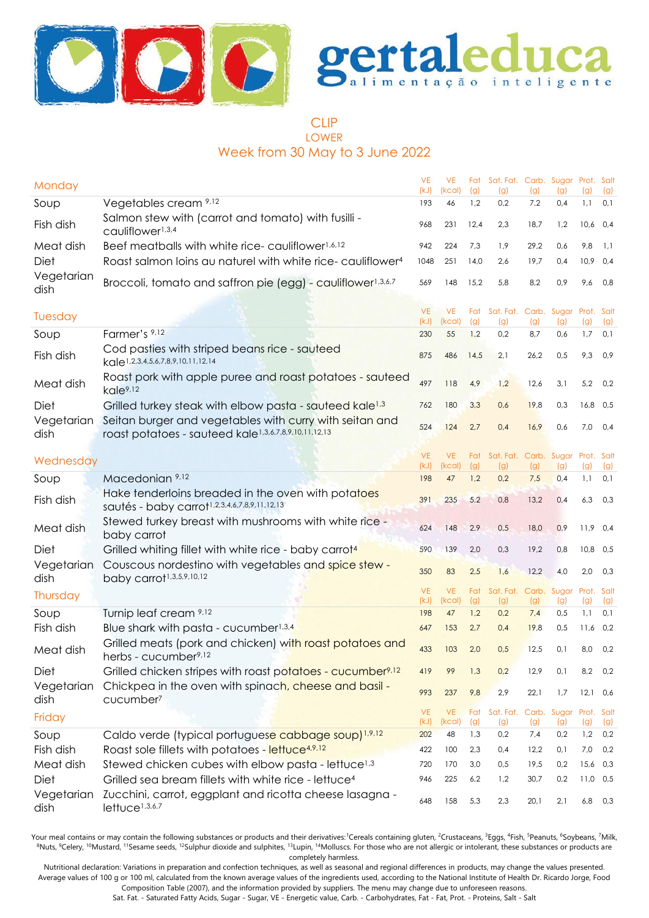# gertaleduca

alimentação inteligente

## CLIP

### LOWER

### Week from 30 May to 3 June 2022

| Monday | | VE (kJ) | VE (kcal) | Fat (g) | Sat. Fat. (g) | Carb. (g) | Sugar (g) | Prot. (g) | Salt (g) |
|---|---|---|---|---|---|---|---|---|---|
| Soup | Vegetables cream [9,12] | 193 | 46 | 1,2 | 0,2 | 7,2 | 0,4 | 1,1 | 0,1 |
| Fish dish | Salmon stew with (carrot and tomato) with fusilli - cauliflower[1,3,4] | 968 | 231 | 12,4 | 2,3 | 18,7 | 1,2 | 10,6 | 0,4 |
| Meat dish | Beef meatballs with white rice- cauliflower[1,6,12] | 942 | 224 | 7,3 | 1,9 | 29,2 | 0,6 | 9,8 | 1,1 |
| Diet | Roast salmon loins au naturel with white rice- cauliflower[4] | 1048 | 251 | 14,0 | 2,6 | 19,7 | 0,4 | 10,9 | 0,4 |
| Vegetarian dish | Broccoli, tomato and saffron pie (egg) - cauliflower[1,3,6,7] | 569 | 148 | 15,2 | 5,8 | 8,2 | 0,9 | 9,6 | 0,8 |

| Tuesday | | VE (kJ) | VE (kcal) | Fat (g) | Sat. Fat. (g) | Carb. (g) | Sugar (g) | Prot. (g) | Salt (g) |
|---|---|---|---|---|---|---|---|---|---|
| Soup | Farmer's [9,12] | 230 | 55 | 1,2 | 0,2 | 8,7 | 0,6 | 1,7 | 0,1 |
| Fish dish | Cod pasties with striped beans rice - sauteed kale[1,2,3,4,5,6,7,8,9,10,11,12,14] | 875 | 486 | 14,5 | 2,1 | 26,2 | 0,5 | 9,3 | 0,9 |
| Meat dish | Roast pork with apple puree and roast potatoes - sauteed kale[9,12] | 497 | 118 | 4,9 | 1,2 | 12,6 | 3,1 | 5,2 | 0,2 |
| Diet | Grilled turkey steak with elbow pasta - sauteed kale[1,3] | 762 | 180 | 3,3 | 0,6 | 19,8 | 0,3 | 16,8 | 0,5 |
| Vegetarian dish | Seitan burger and vegetables with curry with seitan and roast potatoes - sauteed kale[1,3,6,7,8,9,10,11,12,13] | 524 | 124 | 2,7 | 0,4 | 16,9 | 0,6 | 7,0 | 0,4 |

| Wednesday | | VE (kJ) | VE (kcal) | Fat (g) | Sat. Fat. (g) | Carb. (g) | Sugar (g) | Prot. (g) | Salt (g) |
|---|---|---|---|---|---|---|---|---|---|
| Soup | Macedonian [9,12] | 198 | 47 | 1,2 | 0,2 | 7,5 | 0,4 | 1,1 | 0,1 |
| Fish dish | Hake tenderloins breaded in the oven with potatoes sautés - baby carrot[1,2,3,4,6,7,8,9,11,12,13] | 391 | 235 | 5,2 | 0,8 | 13,2 | 0,4 | 6,3 | 0,3 |
| Meat dish | Stewed turkey breast with mushrooms with white rice - baby carrot | 624 | 148 | 2,9 | 0,5 | 18,0 | 0,9 | 11,9 | 0,4 |
| Diet | Grilled whiting fillet with white rice - baby carrot[4] | 590 | 139 | 2,0 | 0,3 | 19,2 | 0,8 | 10,8 | 0,5 |
| Vegetarian dish | Couscous nordestino with vegetables and spice stew - baby carrot[1,3,5,9,10,12] | 350 | 83 | 2,5 | 1,6 | 12,2 | 4,0 | 2,0 | 0,3 |

| Thursday | | VE (kJ) | VE (kcal) | Fat (g) | Sat. Fat. (g) | Carb. (g) | Sugar (g) | Prot. (g) | Salt (g) |
|---|---|---|---|---|---|---|---|---|---|
| Soup | Turnip leaf cream [9,12] | 198 | 47 | 1,2 | 0,2 | 7,4 | 0,5 | 1,1 | 0,1 |
| Fish dish | Blue shark with pasta - cucumber[1,3,4] | 647 | 153 | 2,7 | 0,4 | 19,8 | 0,5 | 11,6 | 0,2 |
| Meat dish | Grilled meats (pork and chicken) with roast potatoes and herbs - cucumber[9,12] | 433 | 103 | 2,0 | 0,5 | 12,5 | 0,1 | 8,0 | 0,2 |
| Diet | Grilled chicken stripes with roast potatoes - cucumber[9,12] | 419 | 99 | 1,3 | 0,2 | 12,9 | 0,1 | 8,2 | 0,2 |
| Vegetarian dish | Chickpea in the oven with spinach, cheese and basil - cucumber[7] | 993 | 237 | 9,8 | 2,9 | 22,1 | 1,7 | 12,1 | 0,6 |

| Friday | | VE (kJ) | VE (kcal) | Fat (g) | Sat. Fat. (g) | Carb. (g) | Sugar (g) | Prot. (g) | Salt (g) |
|---|---|---|---|---|---|---|---|---|---|
| Soup | Caldo verde (typical portuguese cabbage soup)[1,9,12] | 202 | 48 | 1,3 | 0,2 | 7,4 | 0,2 | 1,2 | 0,2 |
| Fish dish | Roast sole fillets with potatoes - lettuce[4,9,12] | 422 | 100 | 2,3 | 0,4 | 12,2 | 0,1 | 7,0 | 0,2 |
| Meat dish | Stewed chicken cubes with elbow pasta - lettuce[1,3] | 720 | 170 | 3,0 | 0,5 | 19,5 | 0,2 | 15,6 | 0,3 |
| Diet | Grilled sea bream fillets with white rice - lettuce[4] | 946 | 225 | 6,2 | 1,2 | 30,7 | 0,2 | 11,0 | 0,5 |
| Vegetarian dish | Zucchini, carrot, eggplant and ricotta cheese lasagna - lettuce[1,3,6,7] | 648 | 158 | 5,3 | 2,3 | 20,1 | 2,1 | 6,8 | 0,3 |

Your meal contains or may contain the following substances or products and their derivatives:[1]Cereals containing gluten, [2]Crustaceans, [3]Eggs, [4]Fish, [5]Peanuts, [6]Soybeans, [7]Milk, [8]Nuts, [9]Celery, [10]Mustard, [11]Sesame seeds, [12]Sulphur dioxide and sulphites, [13]Lupin, [14]Molluscs. For those who are not allergic or intolerant, these substances or products are completely harmless.

Nutritional declaration: Variations in preparation and confection techniques, as well as seasonal and regional differences in products, may change the values presented. Average values of 100 g or 100 ml, calculated from the known average values of the ingredients used, according to the National Institute of Health Dr. Ricardo Jorge, Food Composition Table (2007), and the information provided by suppliers. The menu may change due to unforeseen reasons.

Sat. Fat. - Saturated Fatty Acids, Sugar - Sugar, VE - Energetic value, Carb. - Carbohydrates, Fat - Fat, Prot. - Proteins, Salt - Salt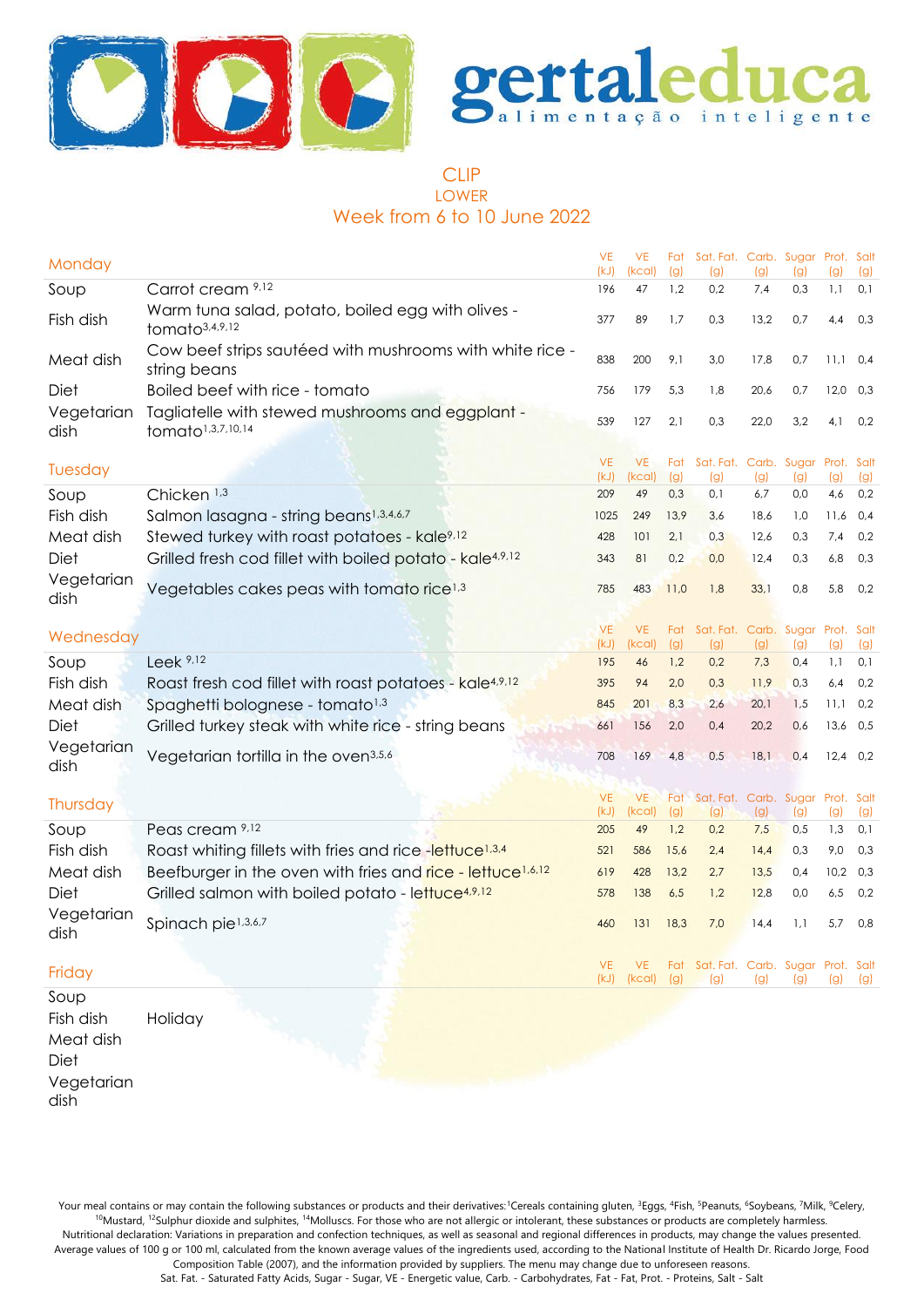# gertaleduca

alimentação inteligente

## CLIP
### LOWER
### Week from 6 to 10 June 2022

| Monday | | VE (kJ) | VE (kcal) | Fat (g) | Sat. Fat. (g) | Carb. (g) | Sugar (g) | Prot. (g) | Salt (g) |
|---|---|---|---|---|---|---|---|---|---|
| Soup | Carrot cream [9,12] | 196 | 47 | 1,2 | 0,2 | 7,4 | 0,3 | 1,1 | 0,1 |
| Fish dish | Warm tuna salad, potato, boiled egg with olives - tomato[3,4,9,12] | 377 | 89 | 1,7 | 0,3 | 13,2 | 0,7 | 4,4 | 0,3 |
| Meat dish | Cow beef strips sautéed with mushrooms with white rice - string beans | 838 | 200 | 9,1 | 3,0 | 17,8 | 0,7 | 11,1 | 0,4 |
| Diet | Boiled beef with rice - tomato | 756 | 179 | 5,3 | 1,8 | 20,6 | 0,7 | 12,0 | 0,3 |
| Vegetarian dish | Tagliatelle with stewed mushrooms and eggplant - tomato[1,3,7,10,14] | 539 | 127 | 2,1 | 0,3 | 22,0 | 3,2 | 4,1 | 0,2 |

| Tuesday | | VE (kJ) | VE (kcal) | Fat (g) | Sat. Fat. (g) | Carb. (g) | Sugar (g) | Prot. (g) | Salt (g) |
|---|---|---|---|---|---|---|---|---|---|
| Soup | Chicken [1,3] | 209 | 49 | 0,3 | 0,1 | 6,7 | 0,0 | 4,6 | 0,2 |
| Fish dish | Salmon lasagna - string beans[1,3,4,6,7] | 1025 | 249 | 13,9 | 3,6 | 18,6 | 1,0 | 11,6 | 0,4 |
| Meat dish | Stewed turkey with roast potatoes - kale[9,12] | 428 | 101 | 2,1 | 0,3 | 12,6 | 0,3 | 7,4 | 0,2 |
| Diet | Grilled fresh cod fillet with boiled potato - kale[4,9,12] | 343 | 81 | 0,2 | 0,0 | 12,4 | 0,3 | 6,8 | 0,3 |
| Vegetarian dish | Vegetables cakes peas with tomato rice[1,3] | 785 | 483 | 11,0 | 1,8 | 33,1 | 0,8 | 5,8 | 0,2 |

| Wednesday | | VE (kJ) | VE (kcal) | Fat (g) | Sat. Fat. (g) | Carb. (g) | Sugar (g) | Prot. (g) | Salt (g) |
|---|---|---|---|---|---|---|---|---|---|
| Soup | Leek [9,12] | 195 | 46 | 1,2 | 0,2 | 7,3 | 0,4 | 1,1 | 0,1 |
| Fish dish | Roast fresh cod fillet with roast potatoes - kale[4,9,12] | 395 | 94 | 2,0 | 0,3 | 11,9 | 0,3 | 6,4 | 0,2 |
| Meat dish | Spaghetti bolognese - tomato[1,3] | 845 | 201 | 8,3 | 2,6 | 20,1 | 1,5 | 11,1 | 0,2 |
| Diet | Grilled turkey steak with white rice - string beans | 661 | 156 | 2,0 | 0,4 | 20,2 | 0,6 | 13,6 | 0,5 |
| Vegetarian dish | Vegetarian tortilla in the oven[3,5,6] | 708 | 169 | 4,8 | 0,5 | 18,1 | 0,4 | 12,4 | 0,2 |

| Thursday | | VE (kJ) | VE (kcal) | Fat (g) | Sat. Fat. (g) | Carb. (g) | Sugar (g) | Prot. (g) | Salt (g) |
|---|---|---|---|---|---|---|---|---|---|
| Soup | Peas cream [9,12] | 205 | 49 | 1,2 | 0,2 | 7,5 | 0,5 | 1,3 | 0,1 |
| Fish dish | Roast whiting fillets with fries and rice -lettuce[1,3,4] | 521 | 586 | 15,6 | 2,4 | 14,4 | 0,3 | 9,0 | 0,3 |
| Meat dish | Beefburger in the oven with fries and rice - lettuce[1,6,12] | 619 | 428 | 13,2 | 2,7 | 13,5 | 0,4 | 10,2 | 0,3 |
| Diet | Grilled salmon with boiled potato - lettuce[4,9,12] | 578 | 138 | 6,5 | 1,2 | 12,8 | 0,0 | 6,5 | 0,2 |
| Vegetarian dish | Spinach pie[1,3,6,7] | 460 | 131 | 18,3 | 7,0 | 14,4 | 1,1 | 5,7 | 0,8 |

| Friday | | VE (kJ) | VE (kcal) | Fat (g) | Sat. Fat. (g) | Carb. (g) | Sugar (g) | Prot. (g) | Salt (g) |
|---|---|---|---|---|---|---|---|---|---|
| Soup | | | | | | | | | |
| Fish dish | Holiday | | | | | | | | |
| Meat dish | | | | | | | | | |
| Diet | | | | | | | | | |
| Vegetarian dish | | | | | | | | | |

Your meal contains or may contain the following substances or products and their derivatives:[1]Cereals containing gluten, [3]Eggs, [4]Fish, [5]Peanuts, [6]Soybeans, [7]Milk, [9]Celery, [10]Mustard, [12]Sulphur dioxide and sulphites, [14]Molluscs. For those who are not allergic or intolerant, these substances or products are completely harmless.
Nutritional declaration: Variations in preparation and confection techniques, as well as seasonal and regional differences in products, may change the values presented. Average values of 100 g or 100 ml, calculated from the known average values of the ingredients used, according to the National Institute of Health Dr. Ricardo Jorge, Food Composition Table (2007), and the information provided by suppliers. The menu may change due to unforeseen reasons.
Sat. Fat. - Saturated Fatty Acids, Sugar - Sugar, VE - Energetic value, Carb. - Carbohydrates, Fat - Fat, Prot. - Proteins, Salt - Salt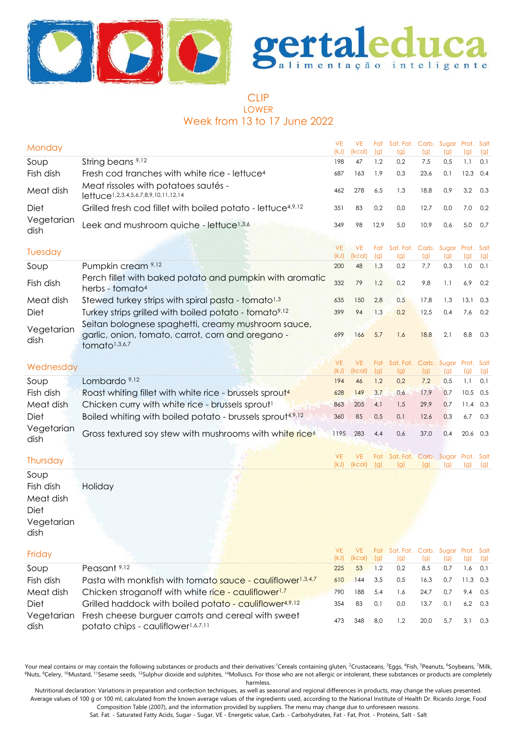# gertaleduca

alimentação inteligente

## CLIP
### LOWER
### Week from 13 to 17 June 2022

| Monday | | VE (kJ) | VE (kcal) | Fat (g) | Sat. Fat. (g) | Carb. (g) | Sugar (g) | Prot. (g) | Salt (g) |
|---|---|---|---|---|---|---|---|---|---|
| Soup | String beans [9,12] | 198 | 47 | 1,2 | 0,2 | 7,5 | 0,5 | 1,1 | 0,1 |
| Fish dish | Fresh cod tranches with white rice - lettuce[4] | 687 | 163 | 1,9 | 0,3 | 23,6 | 0,1 | 12,3 | 0,4 |
| Meat dish | Meat rissoles with potatoes sautés - lettuce[1,2,3,4,5,6,7,8,9,10,11,12,14] | 462 | 278 | 6,5 | 1,3 | 18,8 | 0,9 | 3,2 | 0,3 |
| Diet | Grilled fresh cod fillet with boiled potato - lettuce[4,9,12] | 351 | 83 | 0,2 | 0,0 | 12,7 | 0,0 | 7,0 | 0,2 |
| Vegetarian dish | Leek and mushroom quiche - lettuce[1,3,6] | 349 | 98 | 12,9 | 5,0 | 10,9 | 0,6 | 5,0 | 0,7 |

| Tuesday | | VE (kJ) | VE (kcal) | Fat (g) | Sat. Fat. (g) | Carb. (g) | Sugar (g) | Prot. (g) | Salt (g) |
|---|---|---|---|---|---|---|---|---|---|
| Soup | Pumpkin cream [9,12] | 200 | 48 | 1,3 | 0,2 | 7,7 | 0,3 | 1,0 | 0,1 |
| Fish dish | Perch fillet with baked potato and pumpkin with aromatic herbs - tomato[4] | 332 | 79 | 1,2 | 0,2 | 9,8 | 1,1 | 6,9 | 0,2 |
| Meat dish | Stewed turkey strips with spiral pasta - tomato[1,3] | 635 | 150 | 2,8 | 0,5 | 17,8 | 1,3 | 13,1 | 0,3 |
| Diet | Turkey strips grilled with boiled potato - tomato[9,12] | 399 | 94 | 1,3 | 0,2 | 12,5 | 0,4 | 7,6 | 0,2 |
| Vegetarian dish | Seitan bolognese spaghetti, creamy mushroom sauce, garlic, onion, tomato, carrot, corn and oregano - tomato[1,3,6,7] | 699 | 166 | 5,7 | 1,6 | 18,8 | 2,1 | 8,8 | 0,3 |

| Wednesday | | VE (kJ) | VE (kcal) | Fat (g) | Sat. Fat. (g) | Carb. (g) | Sugar (g) | Prot. (g) | Salt (g) |
|---|---|---|---|---|---|---|---|---|---|
| Soup | Lombardo [9,12] | 194 | 46 | 1,2 | 0,2 | 7,2 | 0,5 | 1,1 | 0,1 |
| Fish dish | Roast whiting fillet with white rice - brussels sprout[4] | 628 | 149 | 3,7 | 0,6 | 17,9 | 0,7 | 10,5 | 0,5 |
| Meat dish | Chicken curry with white rice - brussels sprout[1] | 863 | 205 | 4,1 | 1,5 | 29,9 | 0,7 | 11,4 | 0,3 |
| Diet | Boiled whiting with boiled potato - brussels sprout[4,9,12] | 360 | 85 | 0,5 | 0,1 | 12,6 | 0,3 | 6,7 | 0,3 |
| Vegetarian dish | Gross textured soy stew with mushrooms with white rice[6] | 1195 | 283 | 4,4 | 0,6 | 37,0 | 0,4 | 20,6 | 0,3 |

| Thursday | | VE (kJ) | VE (kcal) | Fat (g) | Sat. Fat. (g) | Carb. (g) | Sugar (g) | Prot. (g) | Salt (g) |
|---|---|---|---|---|---|---|---|---|---|
| Soup | | | | | | | | | |
| Fish dish | Holiday | | | | | | | | |
| Meat dish | | | | | | | | | |
| Diet | | | | | | | | | |
| Vegetarian dish | | | | | | | | | |

| Friday | | VE (kJ) | VE (kcal) | Fat (g) | Sat. Fat. (g) | Carb. (g) | Sugar (g) | Prot. (g) | Salt (g) |
|---|---|---|---|---|---|---|---|---|---|
| Soup | Peasant [9,12] | 225 | 53 | 1,2 | 0,2 | 8,5 | 0,7 | 1,6 | 0,1 |
| Fish dish | Pasta with monkfish with tomato sauce - cauliflower[1,3,4,7] | 610 | 144 | 3,5 | 0,5 | 16,3 | 0,7 | 11,3 | 0,3 |
| Meat dish | Chicken stroganoff with white rice - cauliflower[1,7] | 790 | 188 | 5,4 | 1,6 | 24,7 | 0,7 | 9,4 | 0,5 |
| Diet | Grilled haddock with boiled potato - cauliflower[4,9,12] | 354 | 83 | 0,1 | 0,0 | 13,7 | 0,1 | 6,2 | 0,3 |
| Vegetarian dish | Fresh cheese burguer carrots and cereal with sweet potato chips - cauliflower[1,6,7,11] | 473 | 348 | 8,0 | 1,2 | 20,0 | 5,7 | 3,1 | 0,3 |

Your meal contains or may contain the following substances or products and their derivatives: [1]Cereals containing gluten, [2]Crustaceans, [3]Eggs, [4]Fish, [5]Peanuts, [6]Soybeans, [7]Milk, [8]Nuts, [9]Celery, [10]Mustard, [11]Sesame seeds, [12]Sulphur dioxide and sulphites, [14]Molluscs. For those who are not allergic or intolerant, these substances or products are completely harmless.

Nutritional declaration: Variations in preparation and confection techniques, as well as seasonal and regional differences in products, may change the values presented. Average values of 100 g or 100 ml, calculated from the known average values of the ingredients used, according to the National Institute of Health Dr. Ricardo Jorge, Food Composition Table (2007), and the information provided by suppliers. The menu may change due to unforeseen reasons.

Sat. Fat. - Saturated Fatty Acids, Sugar - Sugar, VE - Energetic value, Carb. - Carbohydrates, Fat - Fat, Prot. - Proteins, Salt - Salt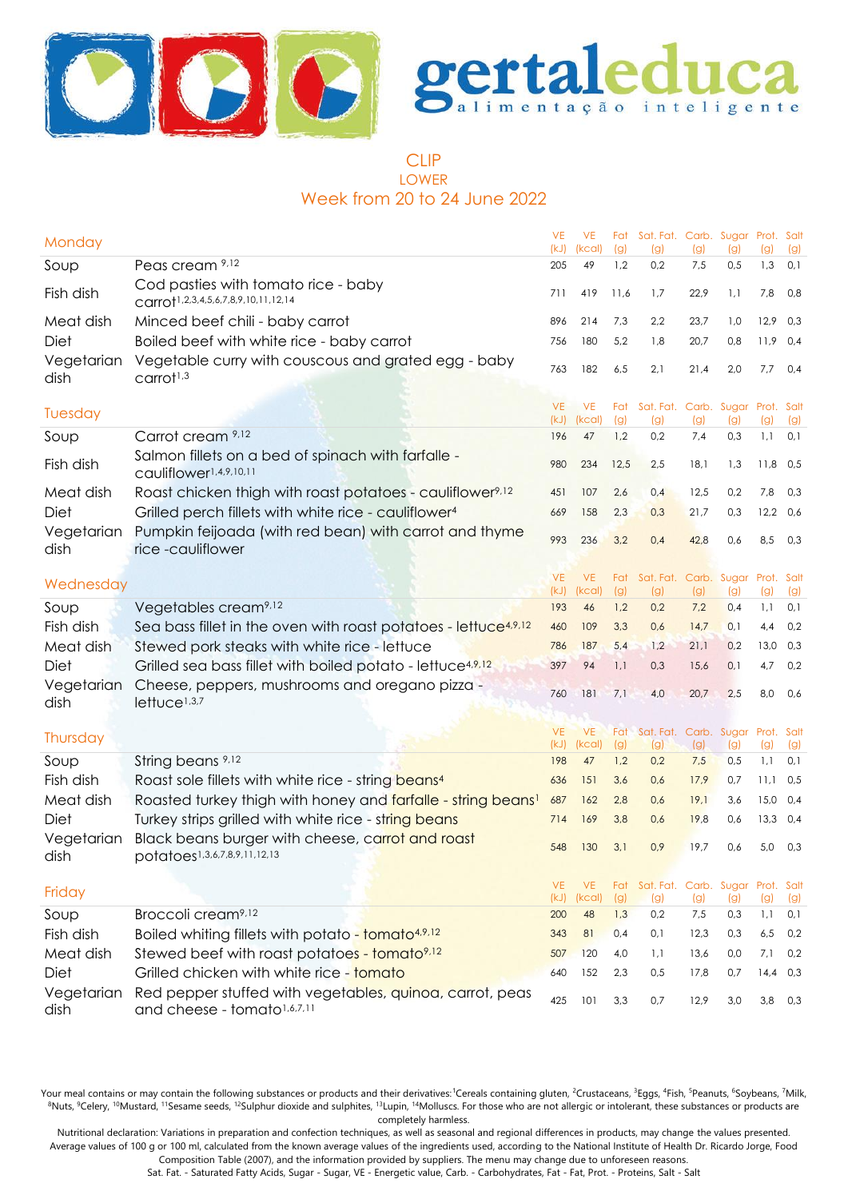# gertaleduca

alimentação inteligente

## CLIP
### LOWER
### Week from 20 to 24 June 2022

| Monday | | VE (kJ) | VE (kcal) | Fat (g) | Sat. Fat. (g) | Carb. (g) | Sugar (g) | Prot. (g) | Salt (g) |
|---|---|---|---|---|---|---|---|---|---|
| Soup | Peas cream [9,12] | 205 | 49 | 1,2 | 0,2 | 7,5 | 0,5 | 1,3 | 0,1 |
| Fish dish | Cod pasties with tomato rice - baby carrot [1,2,3,4,5,6,7,8,9,10,11,12,14] | 711 | 419 | 11,6 | 1,7 | 22,9 | 1,1 | 7,8 | 0,8 |
| Meat dish | Minced beef chili - baby carrot | 896 | 214 | 7,3 | 2,2 | 23,7 | 1,0 | 12,9 | 0,3 |
| Diet | Boiled beef with white rice - baby carrot | 756 | 180 | 5,2 | 1,8 | 20,7 | 0,8 | 11,9 | 0,4 |
| Vegetarian dish | Vegetable curry with couscous and grated egg - baby carrot [1,3] | 763 | 182 | 6,5 | 2,1 | 21,4 | 2,0 | 7,7 | 0,4 |

| Tuesday | | VE (kJ) | VE (kcal) | Fat (g) | Sat. Fat. (g) | Carb. (g) | Sugar (g) | Prot. (g) | Salt (g) |
|---|---|---|---|---|---|---|---|---|---|
| Soup | Carrot cream [9,12] | 196 | 47 | 1,2 | 0,2 | 7,4 | 0,3 | 1,1 | 0,1 |
| Fish dish | Salmon fillets on a bed of spinach with farfalle - cauliflower [1,4,9,10,11] | 980 | 234 | 12,5 | 2,5 | 18,1 | 1,3 | 11,8 | 0,5 |
| Meat dish | Roast chicken thigh with roast potatoes - cauliflower [9,12] | 451 | 107 | 2,6 | 0,4 | 12,5 | 0,2 | 7,8 | 0,3 |
| Diet | Grilled perch fillets with white rice - cauliflower [4] | 669 | 158 | 2,3 | 0,3 | 21,7 | 0,3 | 12,2 | 0,6 |
| Vegetarian dish | Pumpkin feijoada (with red bean) with carrot and thyme rice -cauliflower | 993 | 236 | 3,2 | 0,4 | 42,8 | 0,6 | 8,5 | 0,3 |

| Wednesday | | VE (kJ) | VE (kcal) | Fat (g) | Sat. Fat. (g) | Carb. (g) | Sugar (g) | Prot. (g) | Salt (g) |
|---|---|---|---|---|---|---|---|---|---|
| Soup | Vegetables cream [9,12] | 193 | 46 | 1,2 | 0,2 | 7,2 | 0,4 | 1,1 | 0,1 |
| Fish dish | Sea bass fillet in the oven with roast potatoes - lettuce [4,9,12] | 460 | 109 | 3,3 | 0,6 | 14,7 | 0,1 | 4,4 | 0,2 |
| Meat dish | Stewed pork steaks with white rice - lettuce | 786 | 187 | 5,4 | 1,2 | 21,1 | 0,2 | 13,0 | 0,3 |
| Diet | Grilled sea bass fillet with boiled potato - lettuce [4,9,12] | 397 | 94 | 1,1 | 0,3 | 15,6 | 0,1 | 4,7 | 0,2 |
| Vegetarian dish | Cheese, peppers, mushrooms and oregano pizza - lettuce [1,3,7] | 760 | 181 | 7,1 | 4,0 | 20,7 | 2,5 | 8,0 | 0,6 |

| Thursday | | VE (kJ) | VE (kcal) | Fat (g) | Sat. Fat. (g) | Carb. (g) | Sugar (g) | Prot. (g) | Salt (g) |
|---|---|---|---|---|---|---|---|---|---|
| Soup | String beans [9,12] | 198 | 47 | 1,2 | 0,2 | 7,5 | 0,5 | 1,1 | 0,1 |
| Fish dish | Roast sole fillets with white rice - string beans [4] | 636 | 151 | 3,6 | 0,6 | 17,9 | 0,7 | 11,1 | 0,5 |
| Meat dish | Roasted turkey thigh with honey and farfalle - string beans [1] | 687 | 162 | 2,8 | 0,6 | 19,1 | 3,6 | 15,0 | 0,4 |
| Diet | Turkey strips grilled with white rice - string beans | 714 | 169 | 3,8 | 0,6 | 19,8 | 0,6 | 13,3 | 0,4 |
| Vegetarian dish | Black beans burger with cheese, carrot and roast potatoes [1,3,6,7,8,9,11,12,13] | 548 | 130 | 3,1 | 0,9 | 19,7 | 0,6 | 5,0 | 0,3 |

| Friday | | VE (kJ) | VE (kcal) | Fat (g) | Sat. Fat. (g) | Carb. (g) | Sugar (g) | Prot. (g) | Salt (g) |
|---|---|---|---|---|---|---|---|---|---|
| Soup | Broccoli cream [9,12] | 200 | 48 | 1,3 | 0,2 | 7,5 | 0,3 | 1,1 | 0,1 |
| Fish dish | Boiled whiting fillets with potato - tomato [4,9,12] | 343 | 81 | 0,4 | 0,1 | 12,3 | 0,3 | 6,5 | 0,2 |
| Meat dish | Stewed beef with roast potatoes - tomato [9,12] | 507 | 120 | 4,0 | 1,1 | 13,6 | 0,0 | 7,1 | 0,2 |
| Diet | Grilled chicken with white rice - tomato | 640 | 152 | 2,3 | 0,5 | 17,8 | 0,7 | 14,4 | 0,3 |
| Vegetarian dish | Red pepper stuffed with vegetables, quinoa, carrot, peas and cheese - tomato [1,6,7,11] | 425 | 101 | 3,3 | 0,7 | 12,9 | 3,0 | 3,8 | 0,3 |

Your meal contains or may contain the following substances or products and their derivatives: [1]Cereals containing gluten, [2]Crustaceans, [3]Eggs, [4]Fish, [5]Peanuts, [6]Soybeans, [7]Milk, [8]Nuts, [9]Celery, [10]Mustard, [11]Sesame seeds, [12]Sulphur dioxide and sulphites, [13]Lupin, [14]Molluscs. For those who are not allergic or intolerant, these substances or products are completely harmless.

Nutritional declaration: Variations in preparation and confection techniques, as well as seasonal and regional differences in products, may change the values presented. Average values of 100 g or 100 ml, calculated from the known average values of the ingredients used, according to the National Institute of Health Dr. Ricardo Jorge, Food Composition Table (2007), and the information provided by suppliers. The menu may change due to unforeseen reasons.

Sat. Fat. - Saturated Fatty Acids, Sugar - Sugar, VE - Energetic value, Carb. - Carbohydrates, Fat - Fat, Prot. - Proteins, Salt - Salt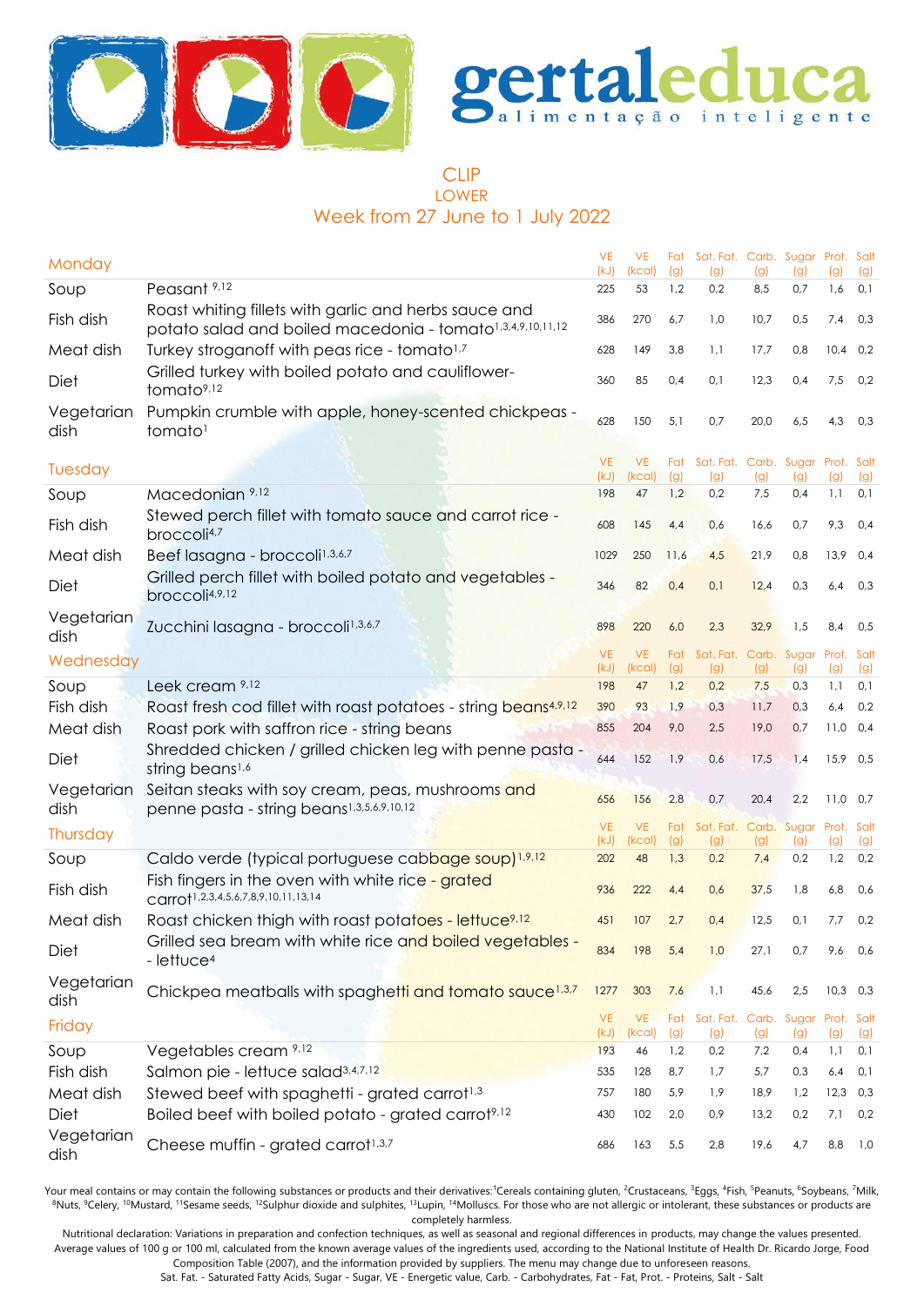gertaleduca
alimentação inteligente

# CLIP
## LOWER
### Week from 27 June to 1 July 2022

| Monday | | VE (kJ) | VE (kcal) | Fat (g) | Sat. Fat. (g) | Carb. (g) | Sugar (g) | Prot. (g) | Salt (g) |
|---|---|---|---|---|---|---|---|---|---|
| Soup | Peasant [9,12] | 225 | 53 | 1,2 | 0,2 | 8,5 | 0,7 | 1,6 | 0,1 |
| Fish dish | Roast whiting fillets with garlic and herbs sauce and potato salad and boiled macedonia - tomato[1,3,4,9,10,11,12] | 386 | 270 | 6,7 | 1,0 | 10,7 | 0,5 | 7,4 | 0,3 |
| Meat dish | Turkey stroganoff with peas rice - tomato[1,7] | 628 | 149 | 3,8 | 1,1 | 17,7 | 0,8 | 10,4 | 0,2 |
| Diet | Grilled turkey with boiled potato and cauliflower-tomato[9,12] | 360 | 85 | 0,4 | 0,1 | 12,3 | 0,4 | 7,5 | 0,2 |
| Vegetarian dish | Pumpkin crumble with apple, honey-scented chickpeas - tomato[1] | 628 | 150 | 5,1 | 0,7 | 20,0 | 6,5 | 4,3 | 0,3 |
| **Tuesday** | | **VE (kJ)** | **VE (kcal)** | **Fat (g)** | **Sat. Fat. (g)** | **Carb. (g)** | **Sugar (g)** | **Prot. (g)** | **Salt (g)** |
| Soup | Macedonian [9,12] | 198 | 47 | 1,2 | 0,2 | 7,5 | 0,4 | 1,1 | 0,1 |
| Fish dish | Stewed perch fillet with tomato sauce and carrot rice - broccoli[4,7] | 608 | 145 | 4,4 | 0,6 | 16,6 | 0,7 | 9,3 | 0,4 |
| Meat dish | Beef lasagna - broccoli[1,3,6,7] | 1029 | 250 | 11,6 | 4,5 | 21,9 | 0,8 | 13,9 | 0,4 |
| Diet | Grilled perch fillet with boiled potato and vegetables - broccoli[4,9,12] | 346 | 82 | 0,4 | 0,1 | 12,4 | 0,3 | 6,4 | 0,3 |
| Vegetarian dish | Zucchini lasagna - broccoli[1,3,6,7] | 898 | 220 | 6,0 | 2,3 | 32,9 | 1,5 | 8,4 | 0,5 |
| **Wednesday** | | **VE (kJ)** | **VE (kcal)** | **Fat (g)** | **Sat. Fat. (g)** | **Carb. (g)** | **Sugar (g)** | **Prot. (g)** | **Salt (g)** |
| Soup | Leek cream [9,12] | 198 | 47 | 1,2 | 0,2 | 7,5 | 0,3 | 1,1 | 0,1 |
| Fish dish | Roast fresh cod fillet with roast potatoes - string beans[4,9,12] | 390 | 93 | 1,9 | 0,3 | 11,7 | 0,3 | 6,4 | 0,2 |
| Meat dish | Roast pork with saffron rice - string beans | 855 | 204 | 9,0 | 2,5 | 19,0 | 0,7 | 11,0 | 0,4 |
| Diet | Shredded chicken / grilled chicken leg with penne pasta - string beans[1,6] | 644 | 152 | 1,9 | 0,6 | 17,5 | 1,4 | 15,9 | 0,5 |
| Vegetarian dish | Seitan steaks with soy cream, peas, mushrooms and penne pasta - string beans[1,3,5,6,9,10,12] | 656 | 156 | 2,8 | 0,7 | 20,4 | 2,2 | 11,0 | 0,7 |
| **Thursday** | | **VE (kJ)** | **VE (kcal)** | **Fat (g)** | **Sat. Fat. (g)** | **Carb. (g)** | **Sugar (g)** | **Prot. (g)** | **Salt (g)** |
| Soup | Caldo verde (typical portuguese cabbage soup)[1,9,12] | 202 | 48 | 1,3 | 0,2 | 7,4 | 0,2 | 1,2 | 0,2 |
| Fish dish | Fish fingers in the oven with white rice - grated carrot[1,2,3,4,5,6,7,8,9,10,11,13,14] | 936 | 222 | 4,4 | 0,6 | 37,5 | 1,8 | 6,8 | 0,6 |
| Meat dish | Roast chicken thigh with roast potatoes - lettuce[9,12] | 451 | 107 | 2,7 | 0,4 | 12,5 | 0,1 | 7,7 | 0,2 |
| Diet | Grilled sea bream with white rice and boiled vegetables - - lettuce[4] | 834 | 198 | 5,4 | 1,0 | 27,1 | 0,7 | 9,6 | 0,6 |
| Vegetarian dish | Chickpea meatballs with spaghetti and tomato sauce[1,3,7] | 1277 | 303 | 7,6 | 1,1 | 45,6 | 2,5 | 10,3 | 0,3 |
| **Friday** | | **VE (kJ)** | **VE (kcal)** | **Fat (g)** | **Sat. Fat. (g)** | **Carb. (g)** | **Sugar (g)** | **Prot. (g)** | **Salt (g)** |
| Soup | Vegetables cream [9,12] | 193 | 46 | 1,2 | 0,2 | 7,2 | 0,4 | 1,1 | 0,1 |
| Fish dish | Salmon pie - lettuce salad[3,4,7,12] | 535 | 128 | 8,7 | 1,7 | 5,7 | 0,3 | 6,4 | 0,1 |
| Meat dish | Stewed beef with spaghetti - grated carrot[1,3] | 757 | 180 | 5,9 | 1,9 | 18,9 | 1,2 | 12,3 | 0,3 |
| Diet | Boiled beef with boiled potato - grated carrot[9,12] | 430 | 102 | 2,0 | 0,9 | 13,2 | 0,2 | 7,1 | 0,2 |
| Vegetarian dish | Cheese muffin - grated carrot[1,3,7] | 686 | 163 | 5,5 | 2,8 | 19,6 | 4,7 | 8,8 | 1,0 |

Your meal contains or may contain the following substances or products and their derivatives:[1]Cereals containing gluten, [2]Crustaceans, [3]Eggs, [4]Fish, [5]Peanuts, [6]Soybeans, [7]Milk, [8]Nuts, [9]Celery, [10]Mustard, [11]Sesame seeds, [12]Sulphur dioxide and sulphites, [13]Lupin, [14]Molluscs. For those who are not allergic or intolerant, these substances or products are completely harmless.

Nutritional declaration: Variations in preparation and confection techniques, as well as seasonal and regional differences in products, may change the values presented. Average values of 100 g or 100 ml, calculated from the known average values of the ingredients used, according to the National Institute of Health Dr. Ricardo Jorge, Food Composition Table (2007), and the information provided by suppliers. The menu may change due to unforeseen reasons.

Sat. Fat. - Saturated Fatty Acids, Sugar - Sugar, VE - Energetic value, Carb. - Carbohydrates, Fat - Fat, Prot. - Proteins, Salt - Salt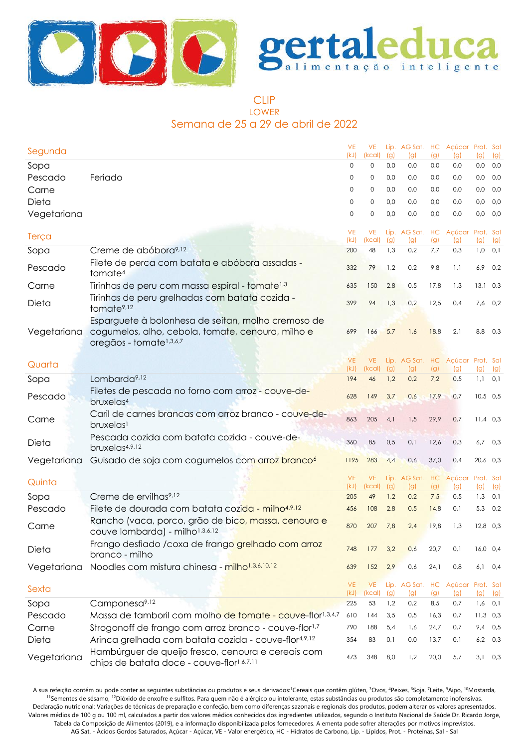# gertaleduca

alimentação inteligente

## CLIP
### LOWER
### Semana de 25 a 29 de abril de 2022

| Segunda | | VE (kJ) | VE (kcal) | Líp. (g) | AG Sat. (g) | HC (g) | Açúcar (g) | Prot. (g) | Sal (g) |
|---|---|---|---|---|---|---|---|---|---|
| Sopa | | 0 | 0 | 0,0 | 0,0 | 0,0 | 0,0 | 0,0 | 0,0 |
| Pescado | Feriado | 0 | 0 | 0,0 | 0,0 | 0,0 | 0,0 | 0,0 | 0,0 |
| Carne | | 0 | 0 | 0,0 | 0,0 | 0,0 | 0,0 | 0,0 | 0,0 |
| Dieta | | 0 | 0 | 0,0 | 0,0 | 0,0 | 0,0 | 0,0 | 0,0 |
| Vegetariana | | 0 | 0 | 0,0 | 0,0 | 0,0 | 0,0 | 0,0 | 0,0 |

| Terça | | VE (kJ) | VE (kcal) | Líp. (g) | AG Sat. (g) | HC (g) | Açúcar (g) | Prot. (g) | Sal (g) |
|---|---|---|---|---|---|---|---|---|---|
| Sopa | Creme de abóbora[9,12] | 200 | 48 | 1,3 | 0,2 | 7,7 | 0,3 | 1,0 | 0,1 |
| Pescado | Filete de perca com batata e abóbora assadas - tomate[4] | 332 | 79 | 1,2 | 0,2 | 9,8 | 1,1 | 6,9 | 0,2 |
| Carne | Tirinhas de peru com massa espiral - tomate[1,3] | 635 | 150 | 2,8 | 0,5 | 17,8 | 1,3 | 13,1 | 0,3 |
| Dieta | Tirinhas de peru grelhadas com batata cozida - tomate[9,12] | 399 | 94 | 1,3 | 0,2 | 12,5 | 0,4 | 7,6 | 0,2 |
| Vegetariana | Esparguete à bolonhesa de seitan, molho cremoso de cogumelos, alho, cebola, tomate, cenoura, milho e oregãos - tomate[1,3,6,7] | 699 | 166 | 5,7 | 1,6 | 18,8 | 2,1 | 8,8 | 0,3 |

| Quarta | | VE (kJ) | VE (kcal) | Líp. (g) | AG Sat. (g) | HC (g) | Açúcar (g) | Prot. (g) | Sal (g) |
|---|---|---|---|---|---|---|---|---|---|
| Sopa | Lombarda[9,12] | 194 | 46 | 1,2 | 0,2 | 7,2 | 0,5 | 1,1 | 0,1 |
| Pescado | Filetes de pescada no forno com arroz - couve-de-bruxelas[4] | 628 | 149 | 3,7 | 0,6 | 17,9 | 0,7 | 10,5 | 0,5 |
| Carne | Caril de carnes brancas com arroz branco - couve-de-bruxelas[1] | 863 | 205 | 4,1 | 1,5 | 29,9 | 0,7 | 11,4 | 0,3 |
| Dieta | Pescada cozida com batata cozida - couve-de-bruxelas[4,9,12] | 360 | 85 | 0,5 | 0,1 | 12,6 | 0,3 | 6,7 | 0,3 |
| Vegetariana | Guisado de soja com cogumelos com arroz branco[6] | 1195 | 283 | 4,4 | 0,6 | 37,0 | 0,4 | 20,6 | 0,3 |

| Quinta | | VE (kJ) | VE (kcal) | Líp. (g) | AG Sat. (g) | HC (g) | Açúcar (g) | Prot. (g) | Sal (g) |
|---|---|---|---|---|---|---|---|---|---|
| Sopa | Creme de ervilhas[9,12] | 205 | 49 | 1,2 | 0,2 | 7,5 | 0,5 | 1,3 | 0,1 |
| Pescado | Filete de dourada com batata cozida - milho[4,9,12] | 456 | 108 | 2,8 | 0,5 | 14,8 | 0,1 | 5,3 | 0,2 |
| Carne | Rancho (vaca, porco, grão de bico, massa, cenoura e couve lombarda) - milho[1,3,6,12] | 870 | 207 | 7,8 | 2,4 | 19,8 | 1,3 | 12,8 | 0,3 |
| Dieta | Frango desfiado /coxa de frango grelhado com arroz branco - milho | 748 | 177 | 3,2 | 0,6 | 20,7 | 0,1 | 16,0 | 0,4 |
| Vegetariana | Noodles com mistura chinesa - milho[1,3,6,10,12] | 639 | 152 | 2,9 | 0,6 | 24,1 | 0,8 | 6,1 | 0,4 |

| Sexta | | VE (kJ) | VE (kcal) | Líp. (g) | AG Sat. (g) | HC (g) | Açúcar (g) | Prot. (g) | Sal (g) |
|---|---|---|---|---|---|---|---|---|---|
| Sopa | Camponesa[9,12] | 225 | 53 | 1,2 | 0,2 | 8,5 | 0,7 | 1,6 | 0,1 |
| Pescado | Massa de tamboril com molho de tomate - couve-flor[1,3,4,7] | 610 | 144 | 3,5 | 0,5 | 16,3 | 0,7 | 11,3 | 0,3 |
| Carne | Strogonoff de frango com arroz branco - couve-flor[1,7] | 790 | 188 | 5,4 | 1,6 | 24,7 | 0,7 | 9,4 | 0,5 |
| Dieta | Arinca grelhada com batata cozida - couve-flor[4,9,12] | 354 | 83 | 0,1 | 0,0 | 13,7 | 0,1 | 6,2 | 0,3 |
| Vegetariana | Hambúrguer de queijo fresco, cenoura e cereais com chips de batata doce - couve-flor[1,6,7,11] | 473 | 348 | 8,0 | 1,2 | 20,0 | 5,7 | 3,1 | 0,3 |

A sua refeição contém ou pode conter as seguintes substâncias ou produtos e seus derivados:[1]Cereais que contêm glúten, [3]Ovos, [4]Peixes, [6]Soja, [7]Leite, [9]Aipo, [10]Mostarda, [11]Sementes de sésamo, [12]Dióxido de enxofre e sulfitos. Para quem não é alérgico ou intolerante, estas substâncias ou produtos são completamente inofensivas.
Declaração nutricional: Variações de técnicas de preparação e confeção, bem como diferenças sazonais e regionais dos produtos, podem alterar os valores apresentados. Valores médios de 100 g ou 100 ml, calculados a partir dos valores médios conhecidos dos ingredientes utilizados, segundo o Instituto Nacional de Saúde Dr. Ricardo Jorge, Tabela da Composição de Alimentos (2019), e a informação disponibilizada pelos fornecedores. A ementa pode sofrer alterações por motivos imprevistos.
AG Sat. - Ácidos Gordos Saturados, Açúcar - Açúcar, VE - Valor energético, HC - Hidratos de Carbono, Líp. - Lípidos, Prot. - Proteínas, Sal - Sal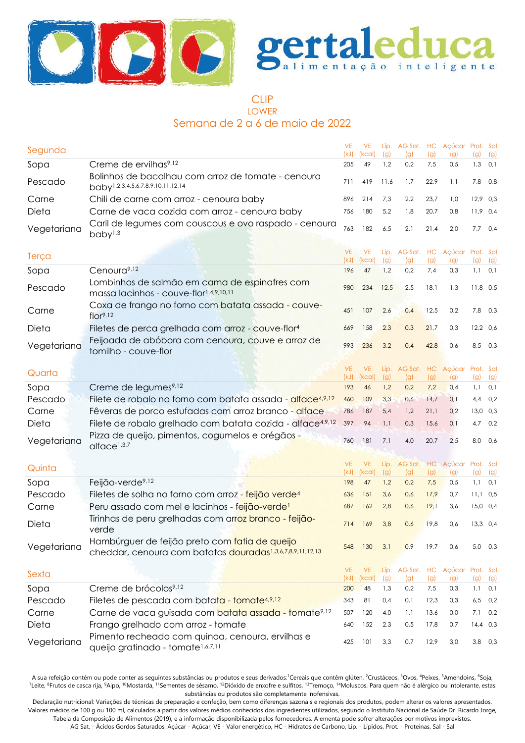gertaleduca
alimentação inteligente

# CLIP
## LOWER
## Semana de 2 a 6 de maio de 2022

| Segunda | | VE (kJ) | VE (kcal) | Líp. (g) | AG Sat. (g) | HC (g) | Açúcar (g) | Prot. (g) | Sal (g) |
|---|---|---|---|---|---|---|---|---|---|
| Sopa | Creme de ervilhas[9,12] | 205 | 49 | 1,2 | 0,2 | 7,5 | 0,5 | 1,3 | 0,1 |
| Pescado | Bolinhos de bacalhau com arroz de tomate - cenoura baby[1,2,3,4,5,6,7,8,9,10,11,12,14] | 711 | 419 | 11,6 | 1,7 | 22,9 | 1,1 | 7,8 | 0,8 |
| Carne | Chili de carne com arroz - cenoura baby | 896 | 214 | 7,3 | 2,2 | 23,7 | 1,0 | 12,9 | 0,3 |
| Dieta | Carne de vaca cozida com arroz - cenoura baby | 756 | 180 | 5,2 | 1,8 | 20,7 | 0,8 | 11,9 | 0,4 |
| Vegetariana | Caril de legumes com couscous e ovo raspado - cenoura baby[1,3] | 763 | 182 | 6,5 | 2,1 | 21,4 | 2,0 | 7,7 | 0,4 |

| Terça | | VE (kJ) | VE (kcal) | Líp. (g) | AG Sat. (g) | HC (g) | Açúcar (g) | Prot. (g) | Sal (g) |
|---|---|---|---|---|---|---|---|---|---|
| Sopa | Cenoura[9,12] | 196 | 47 | 1,2 | 0,2 | 7,4 | 0,3 | 1,1 | 0,1 |
| Pescado | Lombinhos de salmão em cama de espinafres com massa lacinhos - couve-flor[1,4,9,10,11] | 980 | 234 | 12,5 | 2,5 | 18,1 | 1,3 | 11,8 | 0,5 |
| Carne | Coxa de frango no forno com batata assada - couve-flor[9,12] | 451 | 107 | 2,6 | 0,4 | 12,5 | 0,2 | 7,8 | 0,3 |
| Dieta | Filetes de perca grelhada com arroz - couve-flor[4] | 669 | 158 | 2,3 | 0,3 | 21,7 | 0,3 | 12,2 | 0,6 |
| Vegetariana | Feijoada de abóbora com cenoura, couve e arroz de tomilho - couve-flor | 993 | 236 | 3,2 | 0,4 | 42,8 | 0,6 | 8,5 | 0,3 |

| Quarta | | VE (kJ) | VE (kcal) | Líp. (g) | AG Sat. (g) | HC (g) | Açúcar (g) | Prot. (g) | Sal (g) |
|---|---|---|---|---|---|---|---|---|---|
| Sopa | Creme de legumes[9,12] | 193 | 46 | 1,2 | 0,2 | 7,2 | 0,4 | 1,1 | 0,1 |
| Pescado | Filete de robalo no forno com batata assada - alface[4,9,12] | 460 | 109 | 3,3 | 0,6 | 14,7 | 0,1 | 4,4 | 0,2 |
| Carne | Fêveras de porco estufadas com arroz branco - alface | 786 | 187 | 5,4 | 1,2 | 21,1 | 0,2 | 13,0 | 0,3 |
| Dieta | Filete de robalo grelhado com batata cozida - alface[4,9,12] | 397 | 94 | 1,1 | 0,3 | 15,6 | 0,1 | 4,7 | 0,2 |
| Vegetariana | Pizza de queijo, pimentos, cogumelos e orégãos - alface[1,3,7] | 760 | 181 | 7,1 | 4,0 | 20,7 | 2,5 | 8,0 | 0,6 |

| Quinta | | VE (kJ) | VE (kcal) | Líp. (g) | AG Sat. (g) | HC (g) | Açúcar (g) | Prot. (g) | Sal (g) |
|---|---|---|---|---|---|---|---|---|---|
| Sopa | Feijão-verde[9,12] | 198 | 47 | 1,2 | 0,2 | 7,5 | 0,5 | 1,1 | 0,1 |
| Pescado | Filetes de solha no forno com arroz - feijão verde[4] | 636 | 151 | 3,6 | 0,6 | 17,9 | 0,7 | 11,1 | 0,5 |
| Carne | Peru assado com mel e lacinhos - feijão-verde[1] | 687 | 162 | 2,8 | 0,6 | 19,1 | 3,6 | 15,0 | 0,4 |
| Dieta | Tirinhas de peru grelhadas com arroz branco - feijão-verde | 714 | 169 | 3,8 | 0,6 | 19,8 | 0,6 | 13,3 | 0,4 |
| Vegetariana | Hambúrguer de feijão preto com fatia de queijo cheddar, cenoura com batatas douradas[1,3,6,7,8,9,11,12,13] | 548 | 130 | 3,1 | 0,9 | 19,7 | 0,6 | 5,0 | 0,3 |

| Sexta | | VE (kJ) | VE (kcal) | Líp. (g) | AG Sat. (g) | HC (g) | Açúcar (g) | Prot. (g) | Sal (g) |
|---|---|---|---|---|---|---|---|---|---|
| Sopa | Creme de brócolos[9,12] | 200 | 48 | 1,3 | 0,2 | 7,5 | 0,3 | 1,1 | 0,1 |
| Pescado | Filetes de pescada com batata - tomate[4,9,12] | 343 | 81 | 0,4 | 0,1 | 12,3 | 0,3 | 6,5 | 0,2 |
| Carne | Carne de vaca guisada com batata assada - tomate[9,12] | 507 | 120 | 4,0 | 1,1 | 13,6 | 0,0 | 7,1 | 0,2 |
| Dieta | Frango grelhado com arroz - tomate | 640 | 152 | 2,3 | 0,5 | 17,8 | 0,7 | 14,4 | 0,3 |
| Vegetariana | Pimento recheado com quinoa, cenoura, ervilhas e queijo gratinado - tomate[1,6,7,11] | 425 | 101 | 3,3 | 0,7 | 12,9 | 3,0 | 3,8 | 0,3 |

A sua refeição contém ou pode conter as seguintes substâncias ou produtos e seus derivados:[1]Cereais que contêm glúten, [2]Crustáceos, [3]Ovos, [4]Peixes, [5]Amendoins, [6]Soja, [7]Leite, [8]Frutos de casca rija, [9]Aipo, [10]Mostarda, [11]Sementes de sésamo, [12]Dióxido de enxofre e sulfitos, [13]Tremoço, [14]Moluscos. Para quem não é alérgico ou intolerante, estas substâncias ou produtos são completamente inofensivas.

Declaração nutricional: Variações de técnicas de preparação e confeção, bem como diferenças sazonais e regionais dos produtos, podem alterar os valores apresentados. Valores médios de 100 g ou 100 ml, calculados a partir dos valores médios conhecidos dos ingredientes utilizados, segundo o Instituto Nacional de Saúde Dr. Ricardo Jorge, Tabela da Composição de Alimentos (2019), e a informação disponibilizada pelos fornecedores. A ementa pode sofrer alterações por motivos imprevistos.

AG Sat. - Ácidos Gordos Saturados, Açúcar - Açúcar, VE - Valor energético, HC - Hidratos de Carbono, Líp. - Lipidos, Prot. - Proteínas, Sal - Sal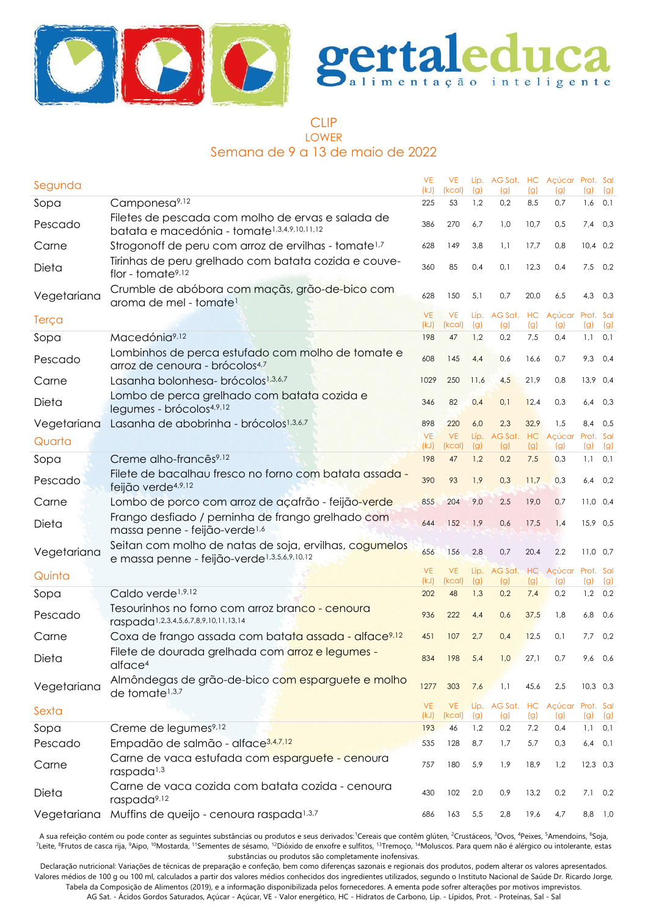# gertaleduca

alimentação inteligente

## CLIP
### LOWER
### Semana de 9 a 13 de maio de 2022

| Segunda | | VE (kJ) | VE (kcal) | Líp. (g) | AG Sat. (g) | HC (g) | Açúcar (g) | Prot. (g) | Sal (g) |
|---|---|---|---|---|---|---|---|---|---|
| Sopa | Camponesa[9,12] | 225 | 53 | 1,2 | 0,2 | 8,5 | 0,7 | 1,6 | 0,1 |
| Pescado | Filetes de pescada com molho de ervas e salada de batata e macedónia - tomate[1,3,4,9,10,11,12] | 386 | 270 | 6,7 | 1,0 | 10,7 | 0,5 | 7,4 | 0,3 |
| Carne | Strogonoff de peru com arroz de ervilhas - tomate[1,7] | 628 | 149 | 3,8 | 1,1 | 17,7 | 0,8 | 10,4 | 0,2 |
| Dieta | Tirinhas de peru grelhado com batata cozida e couve-flor - tomate[9,12] | 360 | 85 | 0,4 | 0,1 | 12,3 | 0,4 | 7,5 | 0,2 |
| Vegetariana | Crumble de abóbora com maçãs, grão-de-bico com aroma de mel - tomate[1] | 628 | 150 | 5,1 | 0,7 | 20,0 | 6,5 | 4,3 | 0,3 |
| **Terça** | | VE (kJ) | VE (kcal) | Líp. (g) | AG Sat. (g) | HC (g) | Açúcar (g) | Prot. (g) | Sal (g) |
| Sopa | Macedónia[9,12] | 198 | 47 | 1,2 | 0,2 | 7,5 | 0,4 | 1,1 | 0,1 |
| Pescado | Lombinhos de perca estufado com molho de tomate e arroz de cenoura - brócolos[4,7] | 608 | 145 | 4,4 | 0,6 | 16,6 | 0,7 | 9,3 | 0,4 |
| Carne | Lasanha bolonhesa- brócolos[1,3,6,7] | 1029 | 250 | 11,6 | 4,5 | 21,9 | 0,8 | 13,9 | 0,4 |
| Dieta | Lombo de perca grelhado com batata cozida e legumes - brócolos[4,9,12] | 346 | 82 | 0,4 | 0,1 | 12,4 | 0,3 | 6,4 | 0,3 |
| Vegetariana | Lasanha de abobrinha - brócolos[1,3,6,7] | 898 | 220 | 6,0 | 2,3 | 32,9 | 1,5 | 8,4 | 0,5 |
| **Quarta** | | VE (kJ) | VE (kcal) | Líp. (g) | AG Sat. (g) | HC (g) | Açúcar (g) | Prot. (g) | Sal (g) |
| Sopa | Creme alho-francês[9,12] | 198 | 47 | 1,2 | 0,2 | 7,5 | 0,3 | 1,1 | 0,1 |
| Pescado | Filete de bacalhau fresco no forno com batata assada - feijão verde[4,9,12] | 390 | 93 | 1,9 | 0,3 | 11,7 | 0,3 | 6,4 | 0,2 |
| Carne | Lombo de porco com arroz de açafrão - feijão-verde | 855 | 204 | 9,0 | 2,5 | 19,0 | 0,7 | 11,0 | 0,4 |
| Dieta | Frango desfiado / perninha de frango grelhado com massa penne - feijão-verde[1,6] | 644 | 152 | 1,9 | 0,6 | 17,5 | 1,4 | 15,9 | 0,5 |
| Vegetariana | Seitan com molho de natas de soja, ervilhas, cogumelos e massa penne - feijão-verde[1,3,5,6,9,10,12] | 656 | 156 | 2,8 | 0,7 | 20,4 | 2,2 | 11,0 | 0,7 |
| **Quinta** | | VE (kJ) | VE (kcal) | Líp. (g) | AG Sat. (g) | HC (g) | Açúcar (g) | Prot. (g) | Sal (g) |
| Sopa | Caldo verde[1,9,12] | 202 | 48 | 1,3 | 0,2 | 7,4 | 0,2 | 1,2 | 0,2 |
| Pescado | Tesourinhos no forno com arroz branco - cenoura raspada[1,2,3,4,5,6,7,8,9,10,11,13,14] | 936 | 222 | 4,4 | 0,6 | 37,5 | 1,8 | 6,8 | 0,6 |
| Carne | Coxa de frango assada com batata assada - alface[9,12] | 451 | 107 | 2,7 | 0,4 | 12,5 | 0,1 | 7,7 | 0,2 |
| Dieta | Filete de dourada grelhada com arroz e legumes - alface[4] | 834 | 198 | 5,4 | 1,0 | 27,1 | 0,7 | 9,6 | 0,6 |
| Vegetariana | Almôndegas de grão-de-bico com esparguete e molho de tomate[1,3,7] | 1277 | 303 | 7,6 | 1,1 | 45,6 | 2,5 | 10,3 | 0,3 |
| **Sexta** | | VE (kJ) | VE (kcal) | Líp. (g) | AG Sat. (g) | HC (g) | Açúcar (g) | Prot. (g) | Sal (g) |
| Sopa | Creme de legumes[9,12] | 193 | 46 | 1,2 | 0,2 | 7,2 | 0,4 | 1,1 | 0,1 |
| Pescado | Empadão de salmão - alface[3,4,7,12] | 535 | 128 | 8,7 | 1,7 | 5,7 | 0,3 | 6,4 | 0,1 |
| Carne | Carne de vaca estufada com esparguete - cenoura raspada[1,3] | 757 | 180 | 5,9 | 1,9 | 18,9 | 1,2 | 12,3 | 0,3 |
| Dieta | Carne de vaca cozida com batata cozida - cenoura raspada[9,12] | 430 | 102 | 2,0 | 0,9 | 13,2 | 0,2 | 7,1 | 0,2 |
| Vegetariana | Muffins de queijo - cenoura raspada[1,3,7] | 686 | 163 | 5,5 | 2,8 | 19,6 | 4,7 | 8,8 | 1,0 |

A sua refeição contém ou pode conter as seguintes substâncias ou produtos e seus derivados:[1]Cereais que contêm glúten, [2]Crustáceos, [3]Ovos, [4]Peixes, [5]Amendoins, [6]Soja, [7]Leite, [8]Frutos de casca rija, [9]Aipo, [10]Mostarda, [11]Sementes de sésamo, [12]Dióxido de enxofre e sulfitos, [13]Tremoço, [14]Moluscos. Para quem não é alérgico ou intolerante, estas substâncias ou produtos são completamente inofensivas.

Declaração nutricional: Variações de técnicas de preparação e confeção, bem como diferenças sazonais e regionais dos produtos, podem alterar os valores apresentados. Valores médios de 100 g ou 100 ml, calculados a partir dos valores médios conhecidos dos ingredientes utilizados, segundo o Instituto Nacional de Saúde Dr. Ricardo Jorge, Tabela da Composição de Alimentos (2019), e a informação disponibilizada pelos fornecedores. A ementa pode sofrer alterações por motivos imprevistos.

AG Sat. - Ácidos Gordos Saturados, Açúcar - Açúcar, VE - Valor energético, HC - Hidratos de Carbono, Líp. - Lípidos, Prot. - Proteínas, Sal - Sal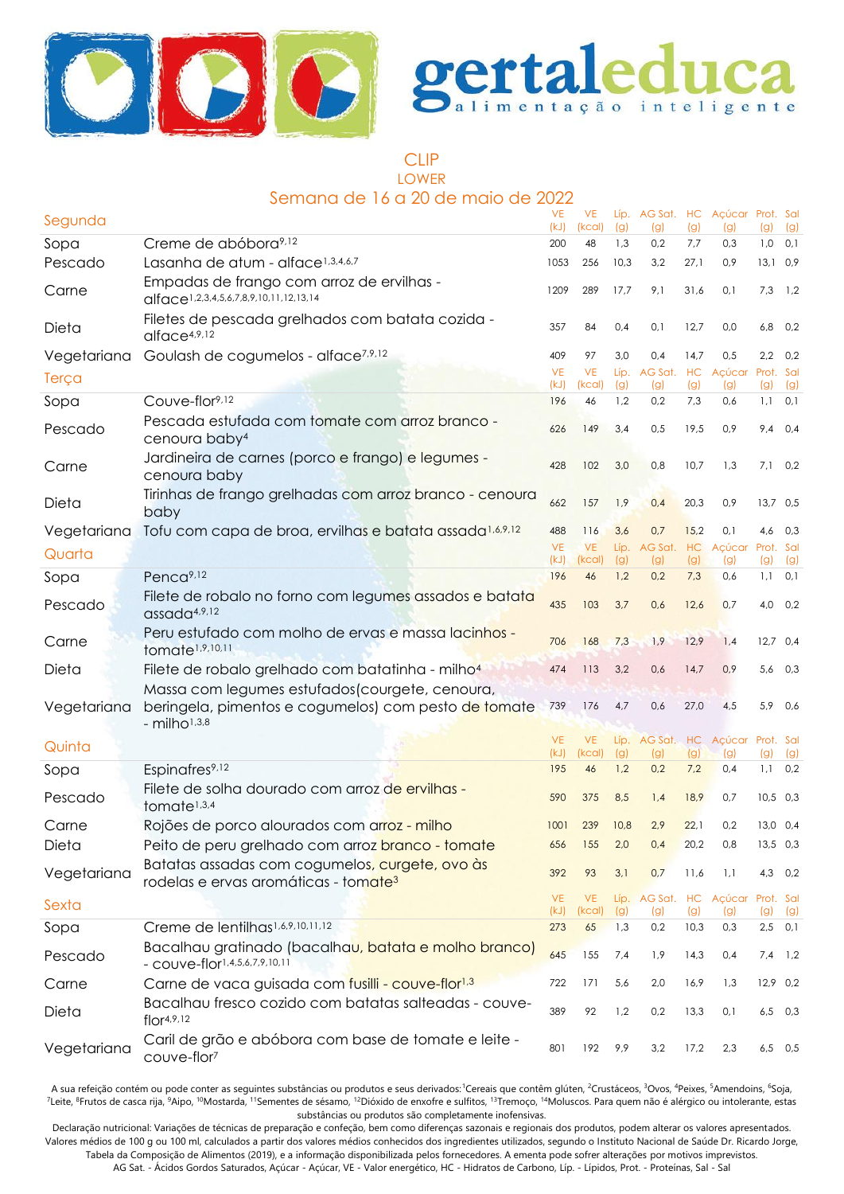# gertaleduca

alimentação inteligente

## CLIP

### LOWER

### Semana de 16 a 20 de maio de 2022

| Segunda | | VE (kJ) | VE (kcal) | Líp. (g) | AG Sat. (g) | HC (g) | Açúcar (g) | Prot. (g) | Sal (g) |
|---|---|---|---|---|---|---|---|---|---|
| Sopa | Creme de abóbora[9,12] | 200 | 48 | 1,3 | 0,2 | 7,7 | 0,3 | 1,0 | 0,1 |
| Pescado | Lasanha de atum - alface[1,3,4,6,7] | 1053 | 256 | 10,3 | 3,2 | 27,1 | 0,9 | 13,1 | 0,9 |
| Carne | Empadas de frango com arroz de ervilhas - alface[1,2,3,4,5,6,7,8,9,10,11,12,13,14] | 1209 | 289 | 17,7 | 9,1 | 31,6 | 0,1 | 7,3 | 1,2 |
| Dieta | Filetes de pescada grelhados com batata cozida - alface[4,9,12] | 357 | 84 | 0,4 | 0,1 | 12,7 | 0,0 | 6,8 | 0,2 |
| Vegetariana | Goulash de cogumelos - alface[7,9,12] | 409 | 97 | 3,0 | 0,4 | 14,7 | 0,5 | 2,2 | 0,2 |

| Terça | | VE (kJ) | VE (kcal) | Líp. (g) | AG Sat. (g) | HC (g) | Açúcar (g) | Prot. (g) | Sal (g) |
|---|---|---|---|---|---|---|---|---|---|
| Sopa | Couve-flor[9,12] | 196 | 46 | 1,2 | 0,2 | 7,3 | 0,6 | 1,1 | 0,1 |
| Pescado | Pescada estufada com tomate com arroz branco - cenoura baby[4] | 626 | 149 | 3,4 | 0,5 | 19,5 | 0,9 | 9,4 | 0,4 |
| Carne | Jardineira de carnes (porco e frango) e legumes - cenoura baby | 428 | 102 | 3,0 | 0,8 | 10,7 | 1,3 | 7,1 | 0,2 |
| Dieta | Tirinhas de frango grelhadas com arroz branco - cenoura baby | 662 | 157 | 1,9 | 0,4 | 20,3 | 0,9 | 13,7 | 0,5 |
| Vegetariana | Tofu com capa de broa, ervilhas e batata assada[1,6,9,12] | 488 | 116 | 3,6 | 0,7 | 15,2 | 0,1 | 4,6 | 0,3 |

| Quarta | | VE (kJ) | VE (kcal) | Líp. (g) | AG Sat. (g) | HC (g) | Açúcar (g) | Prot. (g) | Sal (g) |
|---|---|---|---|---|---|---|---|---|---|
| Sopa | Penca[9,12] | 196 | 46 | 1,2 | 0,2 | 7,3 | 0,6 | 1,1 | 0,1 |
| Pescado | Filete de robalo no forno com legumes assados e batata assada[4,9,12] | 435 | 103 | 3,7 | 0,6 | 12,6 | 0,7 | 4,0 | 0,2 |
| Carne | Peru estufado com molho de ervas e massa lacinhos - tomate[1,9,10,11] | 706 | 168 | 7,3 | 1,9 | 12,9 | 1,4 | 12,7 | 0,4 |
| Dieta | Filete de robalo grelhado com batatinha - milho[4] | 474 | 113 | 3,2 | 0,6 | 14,7 | 0,9 | 5,6 | 0,3 |
| Vegetariana | Massa com legumes estufados(courgete, cenoura, beringela, pimentos e cogumelos) com pesto de tomate - milho[1,3,8] | 739 | 176 | 4,7 | 0,6 | 27,0 | 4,5 | 5,9 | 0,6 |

| Quinta | | VE (kJ) | VE (kcal) | Líp. (g) | AG Sat. (g) | HC (g) | Açúcar (g) | Prot. (g) | Sal (g) |
|---|---|---|---|---|---|---|---|---|---|
| Sopa | Espinafres[9,12] | 195 | 46 | 1,2 | 0,2 | 7,2 | 0,4 | 1,1 | 0,2 |
| Pescado | Filete de solha dourado com arroz de ervilhas - tomate[1,3,4] | 590 | 375 | 8,5 | 1,4 | 18,9 | 0,7 | 10,5 | 0,3 |
| Carne | Rojões de porco alourados com arroz - milho | 1001 | 239 | 10,8 | 2,9 | 22,1 | 0,2 | 13,0 | 0,4 |
| Dieta | Peito de peru grelhado com arroz branco - tomate | 656 | 155 | 2,0 | 0,4 | 20,2 | 0,8 | 13,5 | 0,3 |
| Vegetariana | Batatas assadas com cogumelos, curgete, ovo às rodelas e ervas aromáticas - tomate[3] | 392 | 93 | 3,1 | 0,7 | 11,6 | 1,1 | 4,3 | 0,2 |

| Sexta | | VE (kJ) | VE (kcal) | Líp. (g) | AG Sat. (g) | HC (g) | Açúcar (g) | Prot. (g) | Sal (g) |
|---|---|---|---|---|---|---|---|---|---|
| Sopa | Creme de lentilhas[1,6,9,10,11,12] | 273 | 65 | 1,3 | 0,2 | 10,3 | 0,3 | 2,5 | 0,1 |
| Pescado | Bacalhau gratinado (bacalhau, batata e molho branco) - couve-flor[1,4,5,6,7,9,10,11] | 645 | 155 | 7,4 | 1,9 | 14,3 | 0,4 | 7,4 | 1,2 |
| Carne | Carne de vaca guisada com fusilli - couve-flor[1,3] | 722 | 171 | 5,6 | 2,0 | 16,9 | 1,3 | 12,9 | 0,2 |
| Dieta | Bacalhau fresco cozido com batatas salteadas - couve-flor[4,9,12] | 389 | 92 | 1,2 | 0,2 | 13,3 | 0,1 | 6,5 | 0,3 |
| Vegetariana | Caril de grão e abóbora com base de tomate e leite - couve-flor[7] | 801 | 192 | 9,9 | 3,2 | 17,2 | 2,3 | 6,5 | 0,5 |

A sua refeição contém ou pode conter as seguintes substâncias ou produtos e seus derivados: [1]Cereais que contêm glúten, [2]Crustáceos, [3]Ovos, [4]Peixes, [5]Amendoins, [6]Soja, [7]Leite, [8]Frutos de casca rija, [9]Aipo, [10]Mostarda, [11]Sementes de sésamo, [12]Dióxido de enxofre e sulfitos, [13]Tremoço, [14]Moluscos. Para quem não é alérgico ou intolerante, estas substâncias ou produtos são completamente inofensivas.

Declaração nutricional: Variações de técnicas de preparação e confeção, bem como diferenças sazonais e regionais dos produtos, podem alterar os valores apresentados. Valores médios de 100 g ou 100 ml, calculados a partir dos valores médios conhecidos dos ingredientes utilizados, segundo o Instituto Nacional de Saúde Dr. Ricardo Jorge, Tabela da Composição de Alimentos (2019), e a informação disponibilizada pelos fornecedores. A ementa pode sofrer alterações por motivos imprevistos.

AG Sat. - Ácidos Gordos Saturados, Açúcar - Açúcar, VE - Valor energético, HC - Hidratos de Carbono, Líp. - Lípidos, Prot. - Proteínas, Sal - Sal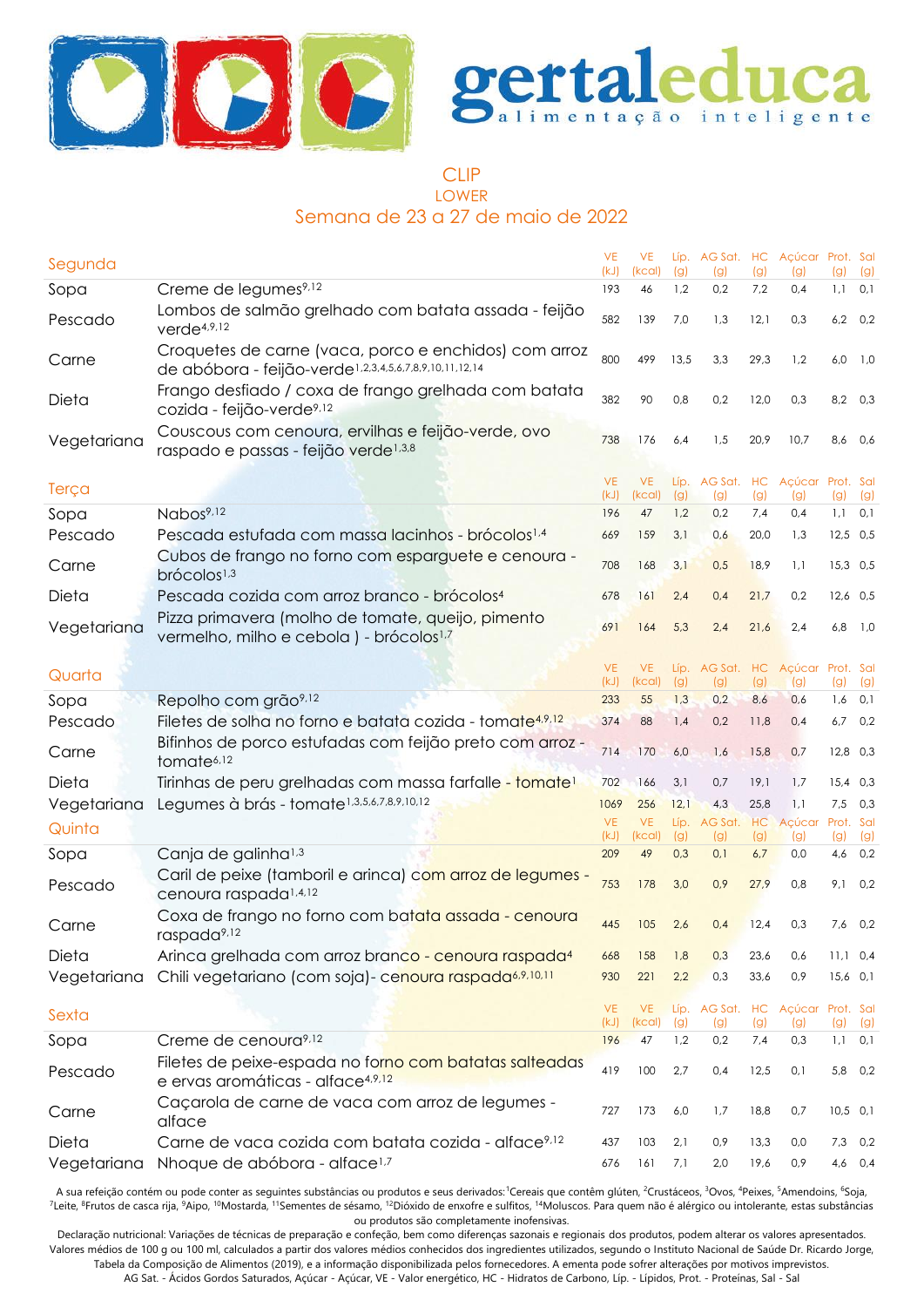# gertaleduca

alimentação inteligente

## CLIP
### LOWER
### Semana de 23 a 27 de maio de 2022

| Segunda | | VE (kJ) | VE (kcal) | Líp. (g) | AG Sat. (g) | HC (g) | Açúcar (g) | Prot. (g) | Sal (g) |
|---|---|---|---|---|---|---|---|---|---|
| Sopa | Creme de legumes[9,12] | 193 | 46 | 1,2 | 0,2 | 7,2 | 0,4 | 1,1 | 0,1 |
| Pescado | Lombos de salmão grelhado com batata assada - feijão verde[4,9,12] | 582 | 139 | 7,0 | 1,3 | 12,1 | 0,3 | 6,2 | 0,2 |
| Carne | Croquetes de carne (vaca, porco e enchidos) com arroz de abóbora - feijão-verde[1,2,3,4,5,6,7,8,9,10,11,12,14] | 800 | 499 | 13,5 | 3,3 | 29,3 | 1,2 | 6,0 | 1,0 |
| Dieta | Frango desfiado / coxa de frango grelhada com batata cozida - feijão-verde[9,12] | 382 | 90 | 0,8 | 0,2 | 12,0 | 0,3 | 8,2 | 0,3 |
| Vegetariana | Couscous com cenoura, ervilhas e feijão-verde, ovo raspado e passas - feijão verde[1,3,8] | 738 | 176 | 6,4 | 1,5 | 20,9 | 10,7 | 8,6 | 0,6 |

| Terça | | VE (kJ) | VE (kcal) | Líp. (g) | AG Sat. (g) | HC (g) | Açúcar (g) | Prot. (g) | Sal (g) |
|---|---|---|---|---|---|---|---|---|---|
| Sopa | Nabos[9,12] | 196 | 47 | 1,2 | 0,2 | 7,4 | 0,4 | 1,1 | 0,1 |
| Pescado | Pescada estufada com massa lacinhos - brócolos[1,4] | 669 | 159 | 3,1 | 0,6 | 20,0 | 1,3 | 12,5 | 0,5 |
| Carne | Cubos de frango no forno com esparguete e cenoura - brócolos[1,3] | 708 | 168 | 3,1 | 0,5 | 18,9 | 1,1 | 15,3 | 0,5 |
| Dieta | Pescada cozida com arroz branco - brócolos[4] | 678 | 161 | 2,4 | 0,4 | 21,7 | 0,2 | 12,6 | 0,5 |
| Vegetariana | Pizza primavera (molho de tomate, queijo, pimento vermelho, milho e cebola ) - brócolos[1,7] | 691 | 164 | 5,3 | 2,4 | 21,6 | 2,4 | 6,8 | 1,0 |

| Quarta | | VE (kJ) | VE (kcal) | Líp. (g) | AG Sat. (g) | HC (g) | Açúcar (g) | Prot. (g) | Sal (g) |
|---|---|---|---|---|---|---|---|---|---|
| Sopa | Repolho com grão[9,12] | 233 | 55 | 1,3 | 0,2 | 8,6 | 0,6 | 1,6 | 0,1 |
| Pescado | Filetes de solha no forno e batata cozida - tomate[4,9,12] | 374 | 88 | 1,4 | 0,2 | 11,8 | 0,4 | 6,7 | 0,2 |
| Carne | Bifinhos de porco estufadas com feijão preto com arroz - tomate[6,12] | 714 | 170 | 6,0 | 1,6 | 15,8 | 0,7 | 12,8 | 0,3 |
| Dieta | Tirinhas de peru grelhadas com massa farfalle - tomate[1] | 702 | 166 | 3,1 | 0,7 | 19,1 | 1,7 | 15,4 | 0,3 |
| Vegetariana | Legumes à brás - tomate[1,3,5,6,7,8,9,10,12] | 1069 | 256 | 12,1 | 4,3 | 25,8 | 1,1 | 7,5 | 0,3 |

| Quinta | | VE (kJ) | VE (kcal) | Líp. (g) | AG Sat. (g) | HC (g) | Açúcar (g) | Prot. (g) | Sal (g) |
|---|---|---|---|---|---|---|---|---|---|
| Sopa | Canja de galinha[1,3] | 209 | 49 | 0,3 | 0,1 | 6,7 | 0,0 | 4,6 | 0,2 |
| Pescado | Caril de peixe (tamboril e arinca) com arroz de legumes - cenoura raspada[1,4,12] | 753 | 178 | 3,0 | 0,9 | 27,9 | 0,8 | 9,1 | 0,2 |
| Carne | Coxa de frango no forno com batata assada - cenoura raspada[9,12] | 445 | 105 | 2,6 | 0,4 | 12,4 | 0,3 | 7,6 | 0,2 |
| Dieta | Arinca grelhada com arroz branco - cenoura raspada[4] | 668 | 158 | 1,8 | 0,3 | 23,6 | 0,6 | 11,1 | 0,4 |
| Vegetariana | Chili vegetariano (com soja)- cenoura raspada[6,9,10,11] | 930 | 221 | 2,2 | 0,3 | 33,6 | 0,9 | 15,6 | 0,1 |

| Sexta | | VE (kJ) | VE (kcal) | Líp. (g) | AG Sat. (g) | HC (g) | Açúcar (g) | Prot. (g) | Sal (g) |
|---|---|---|---|---|---|---|---|---|---|
| Sopa | Creme de cenoura[9,12] | 196 | 47 | 1,2 | 0,2 | 7,4 | 0,3 | 1,1 | 0,1 |
| Pescado | Filetes de peixe-espada no forno com batatas salteadas e ervas aromáticas - alface[4,9,12] | 419 | 100 | 2,7 | 0,4 | 12,5 | 0,1 | 5,8 | 0,2 |
| Carne | Caçarola de carne de vaca com arroz de legumes - alface | 727 | 173 | 6,0 | 1,7 | 18,8 | 0,7 | 10,5 | 0,1 |
| Dieta | Carne de vaca cozida com batata cozida - alface[9,12] | 437 | 103 | 2,1 | 0,9 | 13,3 | 0,0 | 7,3 | 0,2 |
| Vegetariana | Nhoque de abóbora - alface[1,7] | 676 | 161 | 7,1 | 2,0 | 19,6 | 0,9 | 4,6 | 0,4 |

A sua refeição contém ou pode conter as seguintes substâncias ou produtos e seus derivados: [1]Cereais que contêm glúten, [2]Crustáceos, [3]Ovos, [4]Peixes, [5]Amendoins, [6]Soja, [7]Leite, [8]Frutos de casca rija, [9]Aipo, [10]Mostarda, [11]Sementes de sésamo, [12]Dióxido de enxofre e sulfitos, [14]Moluscos. Para quem não é alérgico ou intolerante, estas substâncias ou produtos são completamente inofensivas.

Declaração nutricional: Variações de técnicas de preparação e confeção, bem como diferenças sazonais e regionais dos produtos, podem alterar os valores apresentados. Valores médios de 100 g ou 100 ml, calculados a partir dos valores médios conhecidos dos ingredientes utilizados, segundo o Instituto Nacional de Saúde Dr. Ricardo Jorge, Tabela da Composição de Alimentos (2019), e a informação disponibilizada pelos fornecedores. A ementa pode sofrer alterações por motivos imprevistos.

AG Sat. - Ácidos Gordos Saturados, Açúcar - Açúcar, VE - Valor energético, HC - Hidratos de Carbono, Líp. - Lípidos, Prot. - Proteínas, Sal - Sal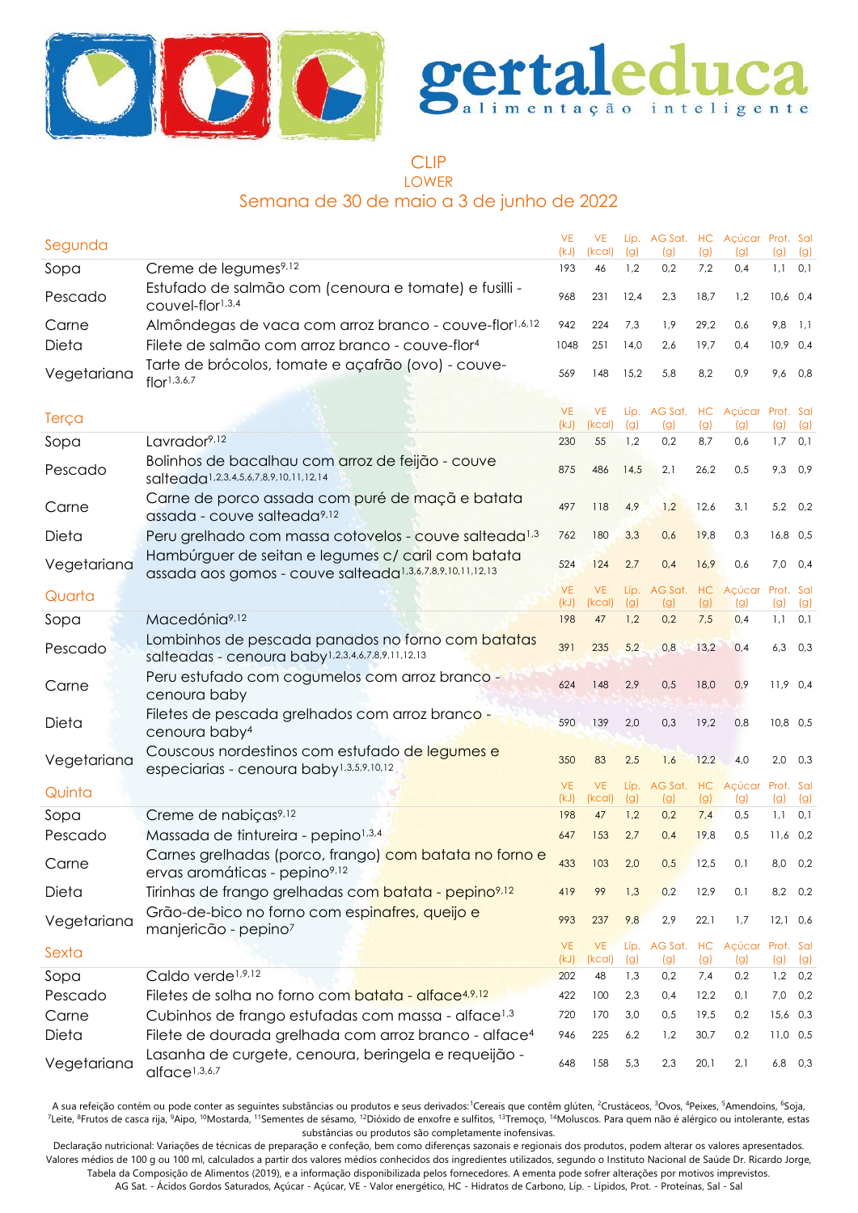# gertaleduca

alimentação inteligente

## CLIP

### LOWER

### Semana de 30 de maio a 3 de junho de 2022

| Segunda | | VE (kJ) | VE (kcal) | Líp. (g) | AG Sat. (g) | HC (g) | Açúcar (g) | Prot. (g) | Sal (g) |
|---|---|---|---|---|---|---|---|---|---|
| Sopa | Creme de legumes[9,12] | 193 | 46 | 1,2 | 0,2 | 7,2 | 0,4 | 1,1 | 0,1 |
| Pescado | Estufado de salmão com (cenoura e tomate) e fusilli - couvel-flor[1,3,4] | 968 | 231 | 12,4 | 2,3 | 18,7 | 1,2 | 10,6 | 0,4 |
| Carne | Almôndegas de vaca com arroz branco - couve-flor[1,6,12] | 942 | 224 | 7,3 | 1,9 | 29,2 | 0,6 | 9,8 | 1,1 |
| Dieta | Filete de salmão com arroz branco - couve-flor[4] | 1048 | 251 | 14,0 | 2,6 | 19,7 | 0,4 | 10,9 | 0,4 |
| Vegetariana | Tarte de brócolos, tomate e açafrão (ovo) - couve-flor[1,3,6,7] | 569 | 148 | 15,2 | 5,8 | 8,2 | 0,9 | 9,6 | 0,8 |

| Terça | | VE (kJ) | VE (kcal) | Líp. (g) | AG Sat. (g) | HC (g) | Açúcar (g) | Prot. (g) | Sal (g) |
|---|---|---|---|---|---|---|---|---|---|
| Sopa | Lavrador[9,12] | 230 | 55 | 1,2 | 0,2 | 8,7 | 0,6 | 1,7 | 0,1 |
| Pescado | Bolinhos de bacalhau com arroz de feijão - couve salteada[1,2,3,4,5,6,7,8,9,10,11,12,14] | 875 | 486 | 14,5 | 2,1 | 26,2 | 0,5 | 9,3 | 0,9 |
| Carne | Carne de porco assada com puré de maçã e batata assada - couve salteada[9,12] | 497 | 118 | 4,9 | 1,2 | 12,6 | 3,1 | 5,2 | 0,2 |
| Dieta | Peru grelhado com massa cotovelos - couve salteada[1,3] | 762 | 180 | 3,3 | 0,6 | 19,8 | 0,3 | 16,8 | 0,5 |
| Vegetariana | Hambúrguer de seitan e legumes c/ caril com batata assada aos gomos - couve salteada[1,3,6,7,8,9,10,11,12,13] | 524 | 124 | 2,7 | 0,4 | 16,9 | 0,6 | 7,0 | 0,4 |

| Quarta | | VE (kJ) | VE (kcal) | Líp. (g) | AG Sat. (g) | HC (g) | Açúcar (g) | Prot. (g) | Sal (g) |
|---|---|---|---|---|---|---|---|---|---|
| Sopa | Macedónia[9,12] | 198 | 47 | 1,2 | 0,2 | 7,5 | 0,4 | 1,1 | 0,1 |
| Pescado | Lombinhos de pescada panados no forno com batatas salteadas - cenoura baby[1,2,3,4,6,7,8,9,11,12,13] | 391 | 235 | 5,2 | 0,8 | 13,2 | 0,4 | 6,3 | 0,3 |
| Carne | Peru estufado com cogumelos com arroz branco - cenoura baby | 624 | 148 | 2,9 | 0,5 | 18,0 | 0,9 | 11,9 | 0,4 |
| Dieta | Filetes de pescada grelhados com arroz branco - cenoura baby[4] | 590 | 139 | 2,0 | 0,3 | 19,2 | 0,8 | 10,8 | 0,5 |
| Vegetariana | Couscous nordestinos com estufado de legumes e especiarias - cenoura baby[1,3,5,9,10,12] | 350 | 83 | 2,5 | 1,6 | 12,2 | 4,0 | 2,0 | 0,3 |

| Quinta | | VE (kJ) | VE (kcal) | Líp. (g) | AG Sat. (g) | HC (g) | Açúcar (g) | Prot. (g) | Sal (g) |
|---|---|---|---|---|---|---|---|---|---|
| Sopa | Creme de nabiças[9,12] | 198 | 47 | 1,2 | 0,2 | 7,4 | 0,5 | 1,1 | 0,1 |
| Pescado | Massada de tintureira - pepino[1,3,4] | 647 | 153 | 2,7 | 0,4 | 19,8 | 0,5 | 11,6 | 0,2 |
| Carne | Carnes grelhadas (porco, frango) com batata no forno e ervas aromáticas - pepino[9,12] | 433 | 103 | 2,0 | 0,5 | 12,5 | 0,1 | 8,0 | 0,2 |
| Dieta | Tirinhas de frango grelhadas com batata - pepino[9,12] | 419 | 99 | 1,3 | 0,2 | 12,9 | 0,1 | 8,2 | 0,2 |
| Vegetariana | Grão-de-bico no forno com espinafres, queijo e manjericão - pepino[7] | 993 | 237 | 9,8 | 2,9 | 22,1 | 1,7 | 12,1 | 0,6 |

| Sexta | | VE (kJ) | VE (kcal) | Líp. (g) | AG Sat. (g) | HC (g) | Açúcar (g) | Prot. (g) | Sal (g) |
|---|---|---|---|---|---|---|---|---|---|
| Sopa | Caldo verde[1,9,12] | 202 | 48 | 1,3 | 0,2 | 7,4 | 0,2 | 1,2 | 0,2 |
| Pescado | Filetes de solha no forno com batata - alface[4,9,12] | 422 | 100 | 2,3 | 0,4 | 12,2 | 0,1 | 7,0 | 0,2 |
| Carne | Cubinhos de frango estufadas com massa - alface[1,3] | 720 | 170 | 3,0 | 0,5 | 19,5 | 0,2 | 15,6 | 0,3 |
| Dieta | Filete de dourada grelhada com arroz branco - alface[4] | 946 | 225 | 6,2 | 1,2 | 30,7 | 0,2 | 11,0 | 0,5 |
| Vegetariana | Lasanha de curgete, cenoura, beringela e requeijão - alface[1,3,6,7] | 648 | 158 | 5,3 | 2,3 | 20,1 | 2,1 | 6,8 | 0,3 |

A sua refeição contém ou pode conter as seguintes substâncias ou produtos e seus derivados:[1]Cereais que contêm glúten, [2]Crustáceos, [3]Ovos, [4]Peixes, [5]Amendoins, [6]Soja, [7]Leite, [8]Frutos de casca rija, [9]Aipo, [10]Mostarda, [11]Sementes de sésamo, [12]Dióxido de enxofre e sulfitos, [13]Tremoço, [14]Moluscos. Para quem não é alérgico ou intolerante, estas substâncias ou produtos são completamente inofensivas.

Declaração nutricional: Variações de técnicas de preparação e confeção, bem como diferenças sazonais e regionais dos produtos, podem alterar os valores apresentados. Valores médios de 100 g ou 100 ml, calculados a partir dos valores médios conhecidos dos ingredientes utilizados, segundo o Instituto Nacional de Saúde Dr. Ricardo Jorge, Tabela da Composição de Alimentos (2019), e a informação disponibilizada pelos fornecedores. A ementa pode sofrer alterações por motivos imprevistos.

AG Sat. - Ácidos Gordos Saturados, Açúcar - Açúcar, VE - Valor energético, HC - Hidratos de Carbono, Líp. - Lípidos, Prot. - Proteínas, Sal - Sal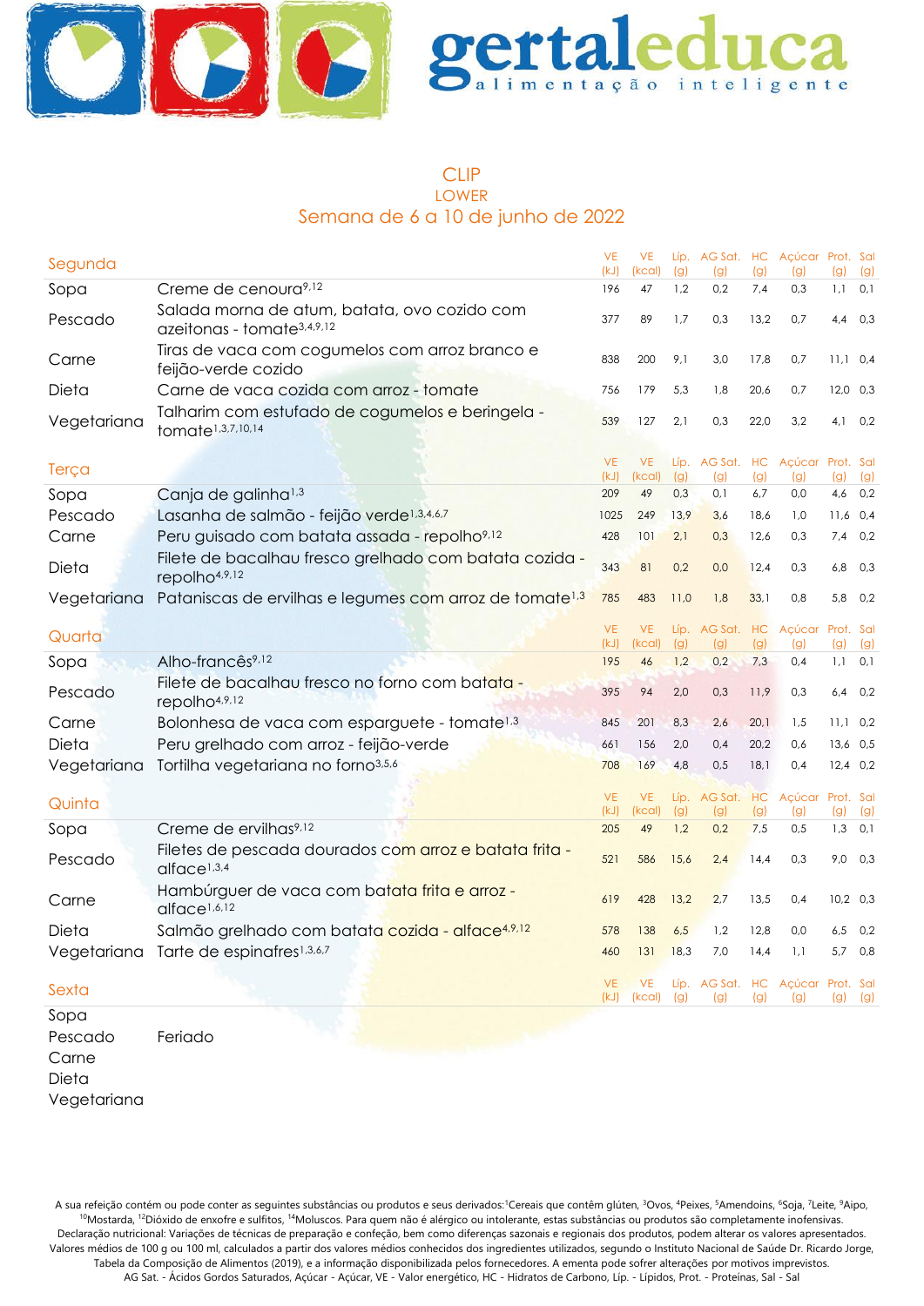gertaleduca
alimentação inteligente

# CLIP

## LOWER

## Semana de 6 a 10 de junho de 2022

| Segunda | | VE (kJ) | VE (kcal) | Líp. (g) | AG Sat. (g) | HC (g) | Açúcar (g) | Prot. (g) | Sal (g) |
|---|---|---|---|---|---|---|---|---|---|
| Sopa | Creme de cenoura[9,12] | 196 | 47 | 1,2 | 0,2 | 7,4 | 0,3 | 1,1 | 0,1 |
| Pescado | Salada morna de atum, batata, ovo cozido com azeitonas - tomate[3,4,9,12] | 377 | 89 | 1,7 | 0,3 | 13,2 | 0,7 | 4,4 | 0,3 |
| Carne | Tiras de vaca com cogumelos com arroz branco e feijão-verde cozido | 838 | 200 | 9,1 | 3,0 | 17,8 | 0,7 | 11,1 | 0,4 |
| Dieta | Carne de vaca cozida com arroz - tomate | 756 | 179 | 5,3 | 1,8 | 20,6 | 0,7 | 12,0 | 0,3 |
| Vegetariana | Talharim com estufado de cogumelos e beringela - tomate[1,3,7,10,14] | 539 | 127 | 2,1 | 0,3 | 22,0 | 3,2 | 4,1 | 0,2 |

| Terça | | VE (kJ) | VE (kcal) | Líp. (g) | AG Sat. (g) | HC (g) | Açúcar (g) | Prot. (g) | Sal (g) |
|---|---|---|---|---|---|---|---|---|---|
| Sopa | Canja de galinha[1,3] | 209 | 49 | 0,3 | 0,1 | 6,7 | 0,0 | 4,6 | 0,2 |
| Pescado | Lasanha de salmão - feijão verde[1,3,4,6,7] | 1025 | 249 | 13,9 | 3,6 | 18,6 | 1,0 | 11,6 | 0,4 |
| Carne | Peru guisado com batata assada - repolho[9,12] | 428 | 101 | 2,1 | 0,3 | 12,6 | 0,3 | 7,4 | 0,2 |
| Dieta | Filete de bacalhau fresco grelhado com batata cozida - repolho[4,9,12] | 343 | 81 | 0,2 | 0,0 | 12,4 | 0,3 | 6,8 | 0,3 |
| Vegetariana | Pataniscas de ervilhas e legumes com arroz de tomate[1,3] | 785 | 483 | 11,0 | 1,8 | 33,1 | 0,8 | 5,8 | 0,2 |

| Quarta | | VE (kJ) | VE (kcal) | Líp. (g) | AG Sat. (g) | HC (g) | Açúcar (g) | Prot. (g) | Sal (g) |
|---|---|---|---|---|---|---|---|---|---|
| Sopa | Alho-francês[9,12] | 195 | 46 | 1,2 | 0,2 | 7,3 | 0,4 | 1,1 | 0,1 |
| Pescado | Filete de bacalhau fresco no forno com batata - repolho[4,9,12] | 395 | 94 | 2,0 | 0,3 | 11,9 | 0,3 | 6,4 | 0,2 |
| Carne | Bolonhesa de vaca com esparguete - tomate[1,3] | 845 | 201 | 8,3 | 2,6 | 20,1 | 1,5 | 11,1 | 0,2 |
| Dieta | Peru grelhado com arroz - feijão-verde | 661 | 156 | 2,0 | 0,4 | 20,2 | 0,6 | 13,6 | 0,5 |
| Vegetariana | Tortilha vegetariana no forno[3,5,6] | 708 | 169 | 4,8 | 0,5 | 18,1 | 0,4 | 12,4 | 0,2 |

| Quinta | | VE (kJ) | VE (kcal) | Líp. (g) | AG Sat. (g) | HC (g) | Açúcar (g) | Prot. (g) | Sal (g) |
|---|---|---|---|---|---|---|---|---|---|
| Sopa | Creme de ervilhas[9,12] | 205 | 49 | 1,2 | 0,2 | 7,5 | 0,5 | 1,3 | 0,1 |
| Pescado | Filetes de pescada dourados com arroz e batata frita - alface[1,3,4] | 521 | 586 | 15,6 | 2,4 | 14,4 | 0,3 | 9,0 | 0,3 |
| Carne | Hambúrguer de vaca com batata frita e arroz - alface[1,6,12] | 619 | 428 | 13,2 | 2,7 | 13,5 | 0,4 | 10,2 | 0,3 |
| Dieta | Salmão grelhado com batata cozida - alface[4,9,12] | 578 | 138 | 6,5 | 1,2 | 12,8 | 0,0 | 6,5 | 0,2 |
| Vegetariana | Tarte de espinafres[1,3,6,7] | 460 | 131 | 18,3 | 7,0 | 14,4 | 1,1 | 5,7 | 0,8 |

| Sexta | | VE (kJ) | VE (kcal) | Líp. (g) | AG Sat. (g) | HC (g) | Açúcar (g) | Prot. (g) | Sal (g) |
|---|---|---|---|---|---|---|---|---|---|
| Sopa | | | | | | | | | |
| Pescado | Feriado | | | | | | | | |
| Carne | | | | | | | | | |
| Dieta | | | | | | | | | |
| Vegetariana | | | | | | | | | |

A sua refeição contém ou pode conter as seguintes substâncias ou produtos e seus derivados:[1]Cereais que contêm glúten, [3]Ovos, [4]Peixes, [5]Amendoins, [6]Soja, [7]Leite, [9]Aipo, [10]Mostarda, [12]Dióxido de enxofre e sulfitos, [14]Moluscos. Para quem não é alérgico ou intolerante, estas substâncias ou produtos são completamente inofensivas. Declaração nutricional: Variações de técnicas de preparação e confeção, bem como diferenças sazonais e regionais dos produtos, podem alterar os valores apresentados. Valores médios de 100 g ou 100 ml, calculados a partir dos valores médios conhecidos dos ingredientes utilizados, segundo o Instituto Nacional de Saúde Dr. Ricardo Jorge, Tabela da Composição de Alimentos (2019), e a informação disponibilizada pelos fornecedores. A ementa pode sofrer alterações por motivos imprevistos. AG Sat. - Ácidos Gordos Saturados, Açúcar - Açúcar, VE - Valor energético, HC - Hidratos de Carbono, Líp. - Lipidos, Prot. - Proteínas, Sal - Sal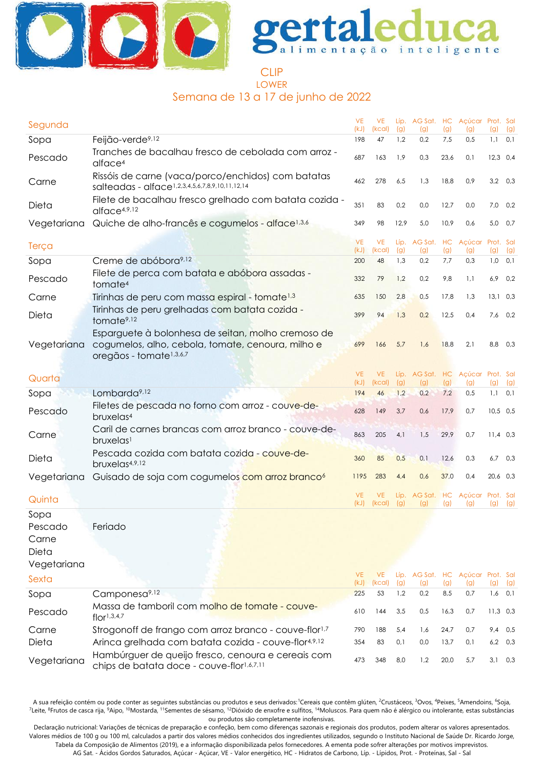# gertaleduca

alimentação inteligente

## CLIP
### LOWER
### Semana de 13 a 17 de junho de 2022

| Segunda | | VE (kJ) | VE (kcal) | Líp. (g) | AG Sat. (g) | HC (g) | Açúcar (g) | Prot. (g) | Sal (g) |
|---|---|---|---|---|---|---|---|---|---|
| Sopa | Feijão-verde[9,12] | 198 | 47 | 1,2 | 0,2 | 7,5 | 0,5 | 1,1 | 0,1 |
| Pescado | Tranches de bacalhau fresco de cebolada com arroz - alface[4] | 687 | 163 | 1,9 | 0,3 | 23,6 | 0,1 | 12,3 | 0,4 |
| Carne | Rissóis de carne (vaca/porco/enchidos) com batatas salteadas - alface[1,2,3,4,5,6,7,8,9,10,11,12,14] | 462 | 278 | 6,5 | 1,3 | 18,8 | 0,9 | 3,2 | 0,3 |
| Dieta | Filete de bacalhau fresco grelhado com batata cozida - alface[4,9,12] | 351 | 83 | 0,2 | 0,0 | 12,7 | 0,0 | 7,0 | 0,2 |
| Vegetariana | Quiche de alho-francês e cogumelos - alface[1,3,6] | 349 | 98 | 12,9 | 5,0 | 10,9 | 0,6 | 5,0 | 0,7 |

| Terça | | VE (kJ) | VE (kcal) | Líp. (g) | AG Sat. (g) | HC (g) | Açúcar (g) | Prot. (g) | Sal (g) |
|---|---|---|---|---|---|---|---|---|---|
| Sopa | Creme de abóbora[9,12] | 200 | 48 | 1,3 | 0,2 | 7,7 | 0,3 | 1,0 | 0,1 |
| Pescado | Filete de perca com batata e abóbora assadas - tomate[4] | 332 | 79 | 1,2 | 0,2 | 9,8 | 1,1 | 6,9 | 0,2 |
| Carne | Tirinhas de peru com massa espiral - tomate[1,3] | 635 | 150 | 2,8 | 0,5 | 17,8 | 1,3 | 13,1 | 0,3 |
| Dieta | Tirinhas de peru grelhadas com batata cozida - tomate[9,12] | 399 | 94 | 1,3 | 0,2 | 12,5 | 0,4 | 7,6 | 0,2 |
| Vegetariana | Esparguete à bolonhesa de seitan, molho cremoso de cogumelos, alho, cebola, tomate, cenoura, milho e oregãos - tomate[1,3,6,7] | 699 | 166 | 5,7 | 1,6 | 18,8 | 2,1 | 8,8 | 0,3 |

| Quarta | | VE (kJ) | VE (kcal) | Líp. (g) | AG Sat. (g) | HC (g) | Açúcar (g) | Prot. (g) | Sal (g) |
|---|---|---|---|---|---|---|---|---|---|
| Sopa | Lombarda[9,12] | 194 | 46 | 1,2 | 0,2 | 7,2 | 0,5 | 1,1 | 0,1 |
| Pescado | Filetes de pescada no forno com arroz - couve-de-bruxelas[4] | 628 | 149 | 3,7 | 0,6 | 17,9 | 0,7 | 10,5 | 0,5 |
| Carne | Caril de carnes brancas com arroz branco - couve-de-bruxelas[1] | 863 | 205 | 4,1 | 1,5 | 29,9 | 0,7 | 11,4 | 0,3 |
| Dieta | Pescada cozida com batata cozida - couve-de-bruxelas[4,9,12] | 360 | 85 | 0,5 | 0,1 | 12,6 | 0,3 | 6,7 | 0,3 |
| Vegetariana | Guisado de soja com cogumelos com arroz branco[6] | 1195 | 283 | 4,4 | 0,6 | 37,0 | 0,4 | 20,6 | 0,3 |

| Quinta | | VE (kJ) | VE (kcal) | Líp. (g) | AG Sat. (g) | HC (g) | Açúcar (g) | Prot. (g) | Sal (g) |
|---|---|---|---|---|---|---|---|---|---|
| Sopa | | | | | | | | | |
| Pescado | Feriado | | | | | | | | |
| Carne | | | | | | | | | |
| Dieta | | | | | | | | | |
| Vegetariana | | | | | | | | | |

| Sexta | | VE (kJ) | VE (kcal) | Líp. (g) | AG Sat. (g) | HC (g) | Açúcar (g) | Prot. (g) | Sal (g) |
|---|---|---|---|---|---|---|---|---|---|
| Sopa | Camponesa[9,12] | 225 | 53 | 1,2 | 0,2 | 8,5 | 0,7 | 1,6 | 0,1 |
| Pescado | Massa de tamboril com molho de tomate - couve-flor[1,3,4,7] | 610 | 144 | 3,5 | 0,5 | 16,3 | 0,7 | 11,3 | 0,3 |
| Carne | Strogonoff de frango com arroz branco - couve-flor[1,7] | 790 | 188 | 5,4 | 1,6 | 24,7 | 0,7 | 9,4 | 0,5 |
| Dieta | Arinca grelhada com batata cozida - couve-flor[4,9,12] | 354 | 83 | 0,1 | 0,0 | 13,7 | 0,1 | 6,2 | 0,3 |
| Vegetariana | Hambúrguer de queijo fresco, cenoura e cereais com chips de batata doce - couve-flor[1,6,7,11] | 473 | 348 | 8,0 | 1,2 | 20,0 | 5,7 | 3,1 | 0,3 |

A sua refeição contém ou pode conter as seguintes substâncias ou produtos e seus derivados: [1]Cereais que contêm glúten, [2]Crustáceos, [3]Ovos, [4]Peixes, [5]Amendoins, [6]Soja, [7]Leite, [8]Frutos de casca rija, [9]Aipo, [10]Mostarda, [11]Sementes de sésamo, [12]Dióxido de enxofre e sulfitos, [14]Moluscos. Para quem não é alérgico ou intolerante, estas substâncias ou produtos são completamente inofensivas.

Declaração nutricional: Variações de técnicas de preparação e confeção, bem como diferenças sazonais e regionais dos produtos, podem alterar os valores apresentados. Valores médios de 100 g ou 100 ml, calculados a partir dos valores médios conhecidos dos ingredientes utilizados, segundo o Instituto Nacional de Saúde Dr. Ricardo Jorge, Tabela da Composição de Alimentos (2019), e a informação disponibilizada pelos fornecedores. A ementa pode sofrer alterações por motivos imprevistos.
AG Sat. - Ácidos Gordos Saturados, Açúcar - Açúcar, VE - Valor energético, HC - Hidratos de Carbono, Líp. - Lípidos, Prot. - Proteínas, Sal - Sal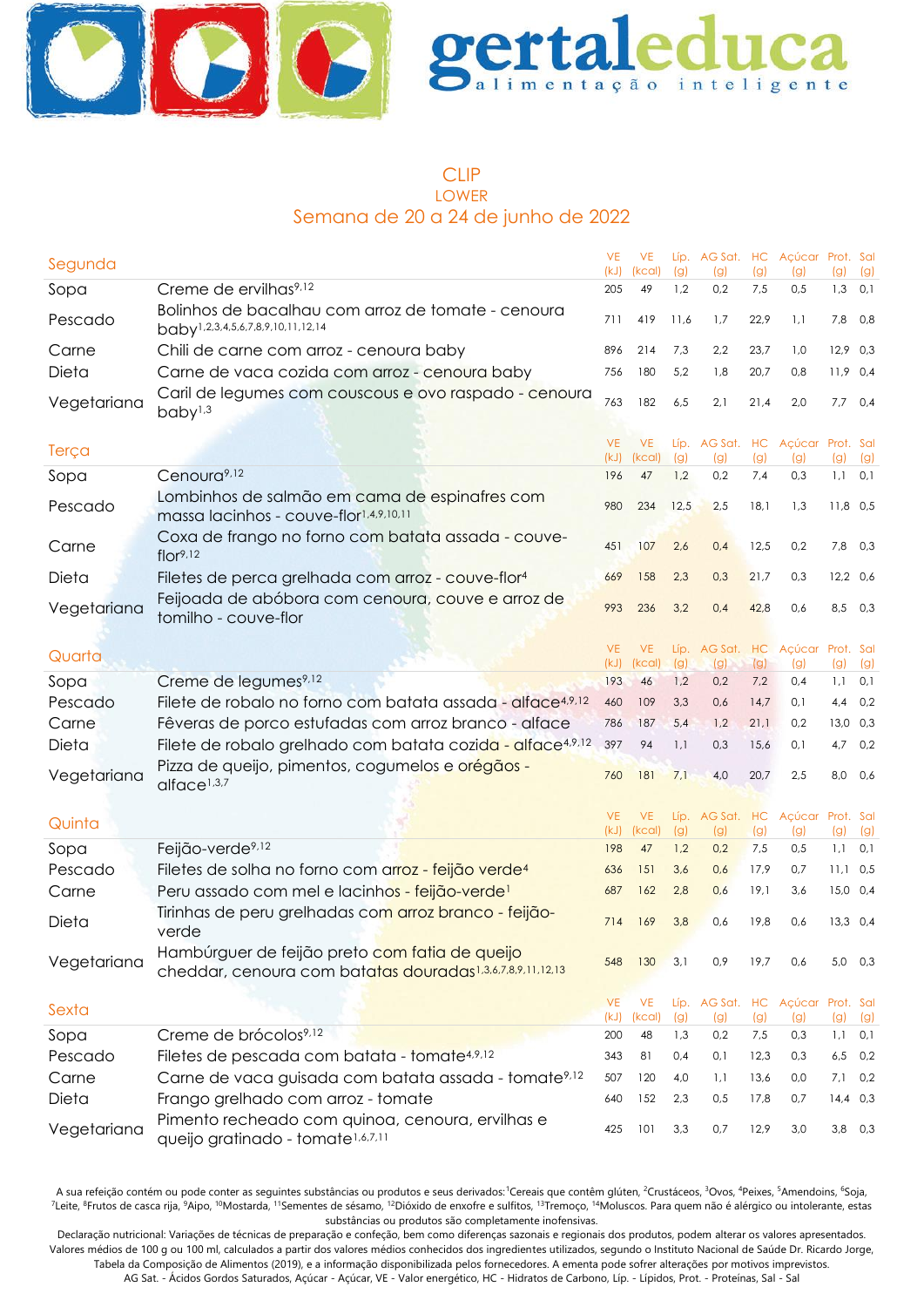gertaleduca
alimentação inteligente

# CLIP
## LOWER
## Semana de 20 a 24 de junho de 2022

| Segunda | | VE (kJ) | VE (kcal) | Líp. (g) | AG Sat. (g) | HC (g) | Açúcar (g) | Prot. (g) | Sal (g) |
|---|---|---|---|---|---|---|---|---|---|
| Sopa | Creme de ervilhas[9,12] | 205 | 49 | 1,2 | 0,2 | 7,5 | 0,5 | 1,3 | 0,1 |
| Pescado | Bolinhos de bacalhau com arroz de tomate - cenoura baby[1,2,3,4,5,6,7,8,9,10,11,12,14] | 711 | 419 | 11,6 | 1,7 | 22,9 | 1,1 | 7,8 | 0,8 |
| Carne | Chili de carne com arroz - cenoura baby | 896 | 214 | 7,3 | 2,2 | 23,7 | 1,0 | 12,9 | 0,3 |
| Dieta | Carne de vaca cozida com arroz - cenoura baby | 756 | 180 | 5,2 | 1,8 | 20,7 | 0,8 | 11,9 | 0,4 |
| Vegetariana | Caril de legumes com couscous e ovo raspado - cenoura baby[1,3] | 763 | 182 | 6,5 | 2,1 | 21,4 | 2,0 | 7,7 | 0,4 |

| Terça | | VE (kJ) | VE (kcal) | Líp. (g) | AG Sat. (g) | HC (g) | Açúcar (g) | Prot. (g) | Sal (g) |
|---|---|---|---|---|---|---|---|---|---|
| Sopa | Cenoura[9,12] | 196 | 47 | 1,2 | 0,2 | 7,4 | 0,3 | 1,1 | 0,1 |
| Pescado | Lombinhos de salmão em cama de espinafres com massa lacinhos - couve-flor[1,4,9,10,11] | 980 | 234 | 12,5 | 2,5 | 18,1 | 1,3 | 11,8 | 0,5 |
| Carne | Coxa de frango no forno com batata assada - couve-flor[9,12] | 451 | 107 | 2,6 | 0,4 | 12,5 | 0,2 | 7,8 | 0,3 |
| Dieta | Filetes de perca grelhada com arroz - couve-flor[4] | 669 | 158 | 2,3 | 0,3 | 21,7 | 0,3 | 12,2 | 0,6 |
| Vegetariana | Feijoada de abóbora com cenoura, couve e arroz de tomilho - couve-flor | 993 | 236 | 3,2 | 0,4 | 42,8 | 0,6 | 8,5 | 0,3 |

| Quarta | | VE (kJ) | VE (kcal) | Líp. (g) | AG Sat. (g) | HC (g) | Açúcar (g) | Prot. (g) | Sal (g) |
|---|---|---|---|---|---|---|---|---|---|
| Sopa | Creme de legumes[9,12] | 193 | 46 | 1,2 | 0,2 | 7,2 | 0,4 | 1,1 | 0,1 |
| Pescado | Filete de robalo no forno com batata assada - alface[4,9,12] | 460 | 109 | 3,3 | 0,6 | 14,7 | 0,1 | 4,4 | 0,2 |
| Carne | Fêveras de porco estufadas com arroz branco - alface | 786 | 187 | 5,4 | 1,2 | 21,1 | 0,2 | 13,0 | 0,3 |
| Dieta | Filete de robalo grelhado com batata cozida - alface[4,9,12] | 397 | 94 | 1,1 | 0,3 | 15,6 | 0,1 | 4,7 | 0,2 |
| Vegetariana | Pizza de queijo, pimentos, cogumelos e orégãos - alface[1,3,7] | 760 | 181 | 7,1 | 4,0 | 20,7 | 2,5 | 8,0 | 0,6 |

| Quinta | | VE (kJ) | VE (kcal) | Líp. (g) | AG Sat. (g) | HC (g) | Açúcar (g) | Prot. (g) | Sal (g) |
|---|---|---|---|---|---|---|---|---|---|
| Sopa | Feijão-verde[9,12] | 198 | 47 | 1,2 | 0,2 | 7,5 | 0,5 | 1,1 | 0,1 |
| Pescado | Filetes de solha no forno com arroz - feijão verde[4] | 636 | 151 | 3,6 | 0,6 | 17,9 | 0,7 | 11,1 | 0,5 |
| Carne | Peru assado com mel e lacinhos - feijão-verde[1] | 687 | 162 | 2,8 | 0,6 | 19,1 | 3,6 | 15,0 | 0,4 |
| Dieta | Tirinhas de peru grelhadas com arroz branco - feijão-verde | 714 | 169 | 3,8 | 0,6 | 19,8 | 0,6 | 13,3 | 0,4 |
| Vegetariana | Hambúrguer de feijão preto com fatia de queijo cheddar, cenoura com batatas douradas[1,3,6,7,8,9,11,12,13] | 548 | 130 | 3,1 | 0,9 | 19,7 | 0,6 | 5,0 | 0,3 |

| Sexta | | VE (kJ) | VE (kcal) | Líp. (g) | AG Sat. (g) | HC (g) | Açúcar (g) | Prot. (g) | Sal (g) |
|---|---|---|---|---|---|---|---|---|---|
| Sopa | Creme de brócolos[9,12] | 200 | 48 | 1,3 | 0,2 | 7,5 | 0,3 | 1,1 | 0,1 |
| Pescado | Filetes de pescada com batata - tomate[4,9,12] | 343 | 81 | 0,4 | 0,1 | 12,3 | 0,3 | 6,5 | 0,2 |
| Carne | Carne de vaca guisada com batata assada - tomate[9,12] | 507 | 120 | 4,0 | 1,1 | 13,6 | 0,0 | 7,1 | 0,2 |
| Dieta | Frango grelhado com arroz - tomate | 640 | 152 | 2,3 | 0,5 | 17,8 | 0,7 | 14,4 | 0,3 |
| Vegetariana | Pimento recheado com quinoa, cenoura, ervilhas e queijo gratinado - tomate[1,6,7,11] | 425 | 101 | 3,3 | 0,7 | 12,9 | 3,0 | 3,8 | 0,3 |

A sua refeição contém ou pode conter as seguintes substâncias ou produtos e seus derivados: [1]Cereais que contêm glúten, [2]Crustáceos, [3]Ovos, [4]Peixes, [5]Amendoins, [6]Soja, [7]Leite, [8]Frutos de casca rija, [9]Aipo, [10]Mostarda, [11]Sementes de sésamo, [12]Dióxido de enxofre e sulfitos, [13]Tremoço, [14]Moluscos. Para quem não é alérgico ou intolerante, estas substâncias ou produtos são completamente inofensivas.

Declaração nutricional: Variações de técnicas de preparação e confeção, bem como diferenças sazonais e regionais dos produtos, podem alterar os valores apresentados. Valores médios de 100 g ou 100 ml, calculados a partir dos valores médios conhecidos dos ingredientes utilizados, segundo o Instituto Nacional de Saúde Dr. Ricardo Jorge, Tabela da Composição de Alimentos (2019), e a informação disponibilizada pelos fornecedores. A ementa pode sofrer alterações por motivos imprevistos.
AG Sat. - Ácidos Gordos Saturados, Açúcar - Açúcar, VE - Valor energético, HC - Hidratos de Carbono, Líp. - Lipidos, Prot. - Proteínas, Sal - Sal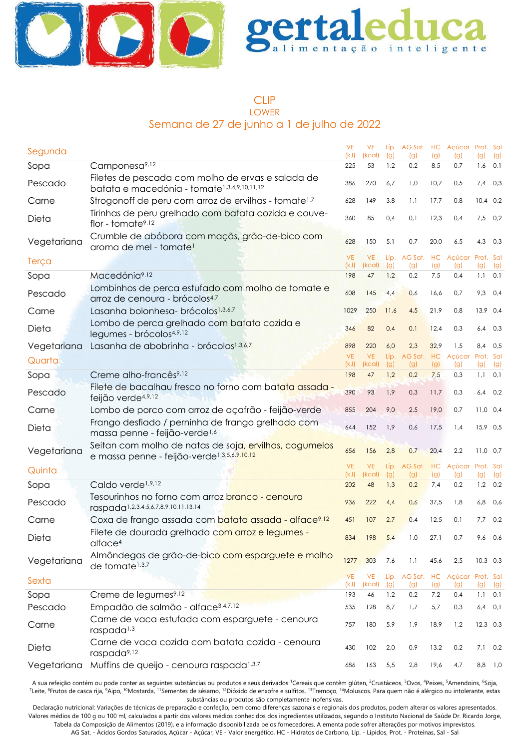**gertaleduca**
alimentação inteligente

# CLIP
## LOWER
## Semana de 27 de junho a 1 de julho de 2022

| Segunda | | VE (kJ) | VE (kcal) | Líp. (g) | AG Sat. (g) | HC (g) | Açúcar (g) | Prot. (g) | Sal (g) |
|---|---|---|---|---|---|---|---|---|---|
| Sopa | Camponesa[9,12] | 225 | 53 | 1,2 | 0,2 | 8,5 | 0,7 | 1,6 | 0,1 |
| Pescado | Filetes de pescada com molho de ervas e salada de batata e macedónia - tomate[1,3,4,9,10,11,12] | 386 | 270 | 6,7 | 1,0 | 10,7 | 0,5 | 7,4 | 0,3 |
| Carne | Strogonoff de peru com arroz de ervilhas - tomate[1,7] | 628 | 149 | 3,8 | 1,1 | 17,7 | 0,8 | 10,4 | 0,2 |
| Dieta | Tirinhas de peru grelhado com batata cozida e couve-flor - tomate[9,12] | 360 | 85 | 0,4 | 0,1 | 12,3 | 0,4 | 7,5 | 0,2 |
| Vegetariana | Crumble de abóbora com maçãs, grão-de-bico com aroma de mel - tomate[1] | 628 | 150 | 5,1 | 0,7 | 20,0 | 6,5 | 4,3 | 0,3 |

| Terça | | VE (kJ) | VE (kcal) | Líp. (g) | AG Sat. (g) | HC (g) | Açúcar (g) | Prot. (g) | Sal (g) |
|---|---|---|---|---|---|---|---|---|---|
| Sopa | Macedónia[9,12] | 198 | 47 | 1,2 | 0,2 | 7,5 | 0,4 | 1,1 | 0,1 |
| Pescado | Lombinhos de perca estufado com molho de tomate e arroz de cenoura - brócolos[4,7] | 608 | 145 | 4,4 | 0,6 | 16,6 | 0,7 | 9,3 | 0,4 |
| Carne | Lasanha bolonhesa- brócolos[1,3,6,7] | 1029 | 250 | 11,6 | 4,5 | 21,9 | 0,8 | 13,9 | 0,4 |
| Dieta | Lombo de perca grelhado com batata cozida e legumes - brócolos[4,9,12] | 346 | 82 | 0,4 | 0,1 | 12,4 | 0,3 | 6,4 | 0,3 |
| Vegetariana | Lasanha de abobrinha - brócolos[1,3,6,7] | 898 | 220 | 6,0 | 2,3 | 32,9 | 1,5 | 8,4 | 0,5 |

| Quarta | | VE (kJ) | VE (kcal) | Líp. (g) | AG Sat. (g) | HC (g) | Açúcar (g) | Prot. (g) | Sal (g) |
|---|---|---|---|---|---|---|---|---|---|
| Sopa | Creme alho-francês[9,12] | 198 | 47 | 1,2 | 0,2 | 7,5 | 0,3 | 1,1 | 0,1 |
| Pescado | Filete de bacalhau fresco no forno com batata assada - feijão verde[4,9,12] | 390 | 93 | 1,9 | 0,3 | 11,7 | 0,3 | 6,4 | 0,2 |
| Carne | Lombo de porco com arroz de açafrão - feijão-verde | 855 | 204 | 9,0 | 2,5 | 19,0 | 0,7 | 11,0 | 0,4 |
| Dieta | Frango desfiado / perninha de frango grelhado com massa penne - feijão-verde[1,6] | 644 | 152 | 1,9 | 0,6 | 17,5 | 1,4 | 15,9 | 0,5 |
| Vegetariana | Seitan com molho de natas de soja, ervilhas, cogumelos e massa penne - feijão-verde[1,3,5,6,9,10,12] | 656 | 156 | 2,8 | 0,7 | 20,4 | 2,2 | 11,0 | 0,7 |

| Quinta | | VE (kJ) | VE (kcal) | Líp. (g) | AG Sat. (g) | HC (g) | Açúcar (g) | Prot. (g) | Sal (g) |
|---|---|---|---|---|---|---|---|---|---|
| Sopa | Caldo verde[1,9,12] | 202 | 48 | 1,3 | 0,2 | 7,4 | 0,2 | 1,2 | 0,2 |
| Pescado | Tesourinhos no forno com arroz branco - cenoura raspada[1,2,3,4,5,6,7,8,9,10,11,13,14] | 936 | 222 | 4,4 | 0,6 | 37,5 | 1,8 | 6,8 | 0,6 |
| Carne | Coxa de frango assada com batata assada - alface[9,12] | 451 | 107 | 2,7 | 0,4 | 12,5 | 0,1 | 7,7 | 0,2 |
| Dieta | Filete de dourada grelhada com arroz e legumes - alface[4] | 834 | 198 | 5,4 | 1,0 | 27,1 | 0,7 | 9,6 | 0,6 |
| Vegetariana | Almôndegas de grão-de-bico com esparguete e molho de tomate[1,3,7] | 1277 | 303 | 7,6 | 1,1 | 45,6 | 2,5 | 10,3 | 0,3 |

| Sexta | | VE (kJ) | VE (kcal) | Líp. (g) | AG Sat. (g) | HC (g) | Açúcar (g) | Prot. (g) | Sal (g) |
|---|---|---|---|---|---|---|---|---|---|
| Sopa | Creme de legumes[9,12] | 193 | 46 | 1,2 | 0,2 | 7,2 | 0,4 | 1,1 | 0,1 |
| Pescado | Empadão de salmão - alface[3,4,7,12] | 535 | 128 | 8,7 | 1,7 | 5,7 | 0,3 | 6,4 | 0,1 |
| Carne | Carne de vaca estufada com esparguete - cenoura raspada[1,3] | 757 | 180 | 5,9 | 1,9 | 18,9 | 1,2 | 12,3 | 0,3 |
| Dieta | Carne de vaca cozida com batata cozida - cenoura raspada[9,12] | 430 | 102 | 2,0 | 0,9 | 13,2 | 0,2 | 7,1 | 0,2 |
| Vegetariana | Muffins de queijo - cenoura raspada[1,3,7] | 686 | 163 | 5,5 | 2,8 | 19,6 | 4,7 | 8,8 | 1,0 |

A sua refeição contém ou pode conter as seguintes substâncias ou produtos e seus derivados: [1]Cereais que contêm glúten, [2]Crustáceos, [3]Ovos, [4]Peixes, [5]Amendoins, [6]Soja, [7]Leite, [8]Frutos de casca rija, [9]Aipo, [10]Mostarda, [11]Sementes de sésamo, [12]Dióxido de enxofre e sulfitos, [13]Tremoço, [14]Moluscos. Para quem não é alérgico ou intolerante, estas substâncias ou produtos são completamente inofensivas.

Declaração nutricional: Variações de técnicas de preparação e confeção, bem como diferenças sazonais e regionais dos produtos, podem alterar os valores apresentados. Valores médios de 100 g ou 100 ml, calculados a partir dos valores médios conhecidos dos ingredientes utilizados, segundo o Instituto Nacional de Saúde Dr. Ricardo Jorge, Tabela da Composição de Alimentos (2019), e a informação disponibilizada pelos fornecedores. A ementa pode sofrer alterações por motivos imprevistos.

AG Sat. - Ácidos Gordos Saturados, Açúcar - Açúcar, VE - Valor energético, HC - Hidratos de Carbono, Líp. - Lípidos, Prot. - Proteínas, Sal - Sal